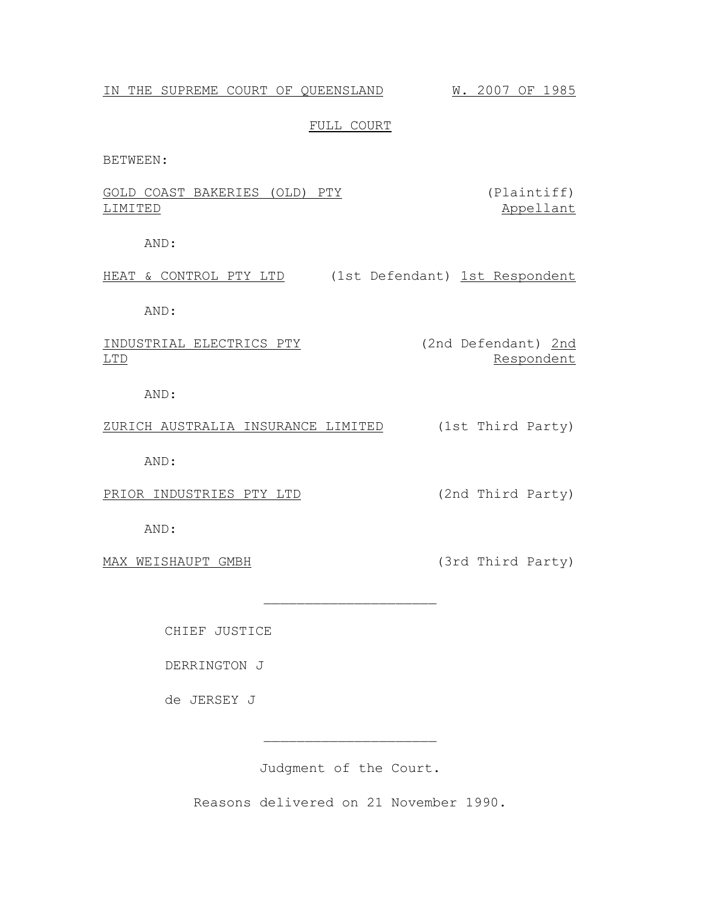IN THE SUPREME COURT OF QUEENSLAND W. 2007 OF 1985

FULL COURT

BETWEEN:

GOLD COAST BAKERIES (OLD) PTY LIMITED (Plaintiff) Appellant

AND:

HEAT & CONTROL PTY LTD (1st Defendant) 1st Respondent

AND:

INDUSTRIAL ELECTRICS PTY LTD (2nd Defendant) 2nd Respondent

AND:

ZURICH AUSTRALIA INSURANCE LIMITED (1st Third Party)

AND:

PRIOR INDUSTRIES PTY LTD (2nd Third Party)

AND:

MAX WEISHAUPT GMBH (3rd Third Party)

---

CHIEF JUSTICE

DERRINGTON J

de JERSEY J

---

Judgment of the Court.

Reasons delivered on 21 November 1990.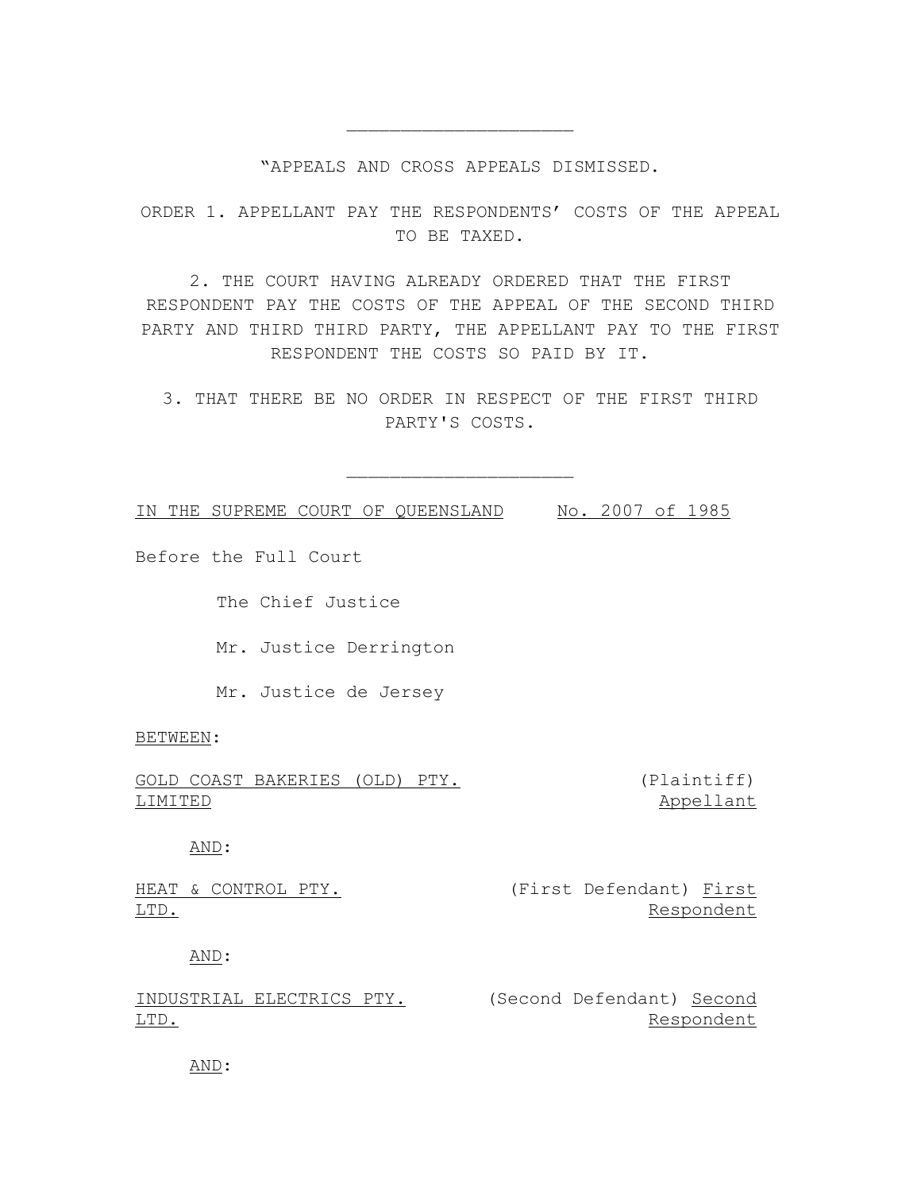---

"APPEALS AND CROSS APPEALS DISMISSED.

ORDER 1. APPELLANT PAY THE RESPONDENTS' COSTS OF THE APPEAL TO BE TAXED.

2. THE COURT HAVING ALREADY ORDERED THAT THE FIRST RESPONDENT PAY THE COSTS OF THE APPEAL OF THE SECOND THIRD PARTY AND THIRD THIRD PARTY, THE APPELLANT PAY TO THE FIRST RESPONDENT THE COSTS SO PAID BY IT.

3. THAT THERE BE NO ORDER IN RESPECT OF THE FIRST THIRD PARTY'S COSTS.

---

IN THE SUPREME COURT OF QUEENSLAND No. 2007 of 1985

Before the Full Court

The Chief Justice

Mr. Justice Derrington

Mr. Justice de Jersey

BETWEEN:

GOLD COAST BAKERIES (OLD) PTY. LIMITED (Plaintiff) Appellant

AND:

HEAT & CONTROL PTY. LTD. (First Defendant) First Respondent

AND:

INDUSTRIAL ELECTRICS PTY. LTD. (Second Defendant) Second Respondent

AND: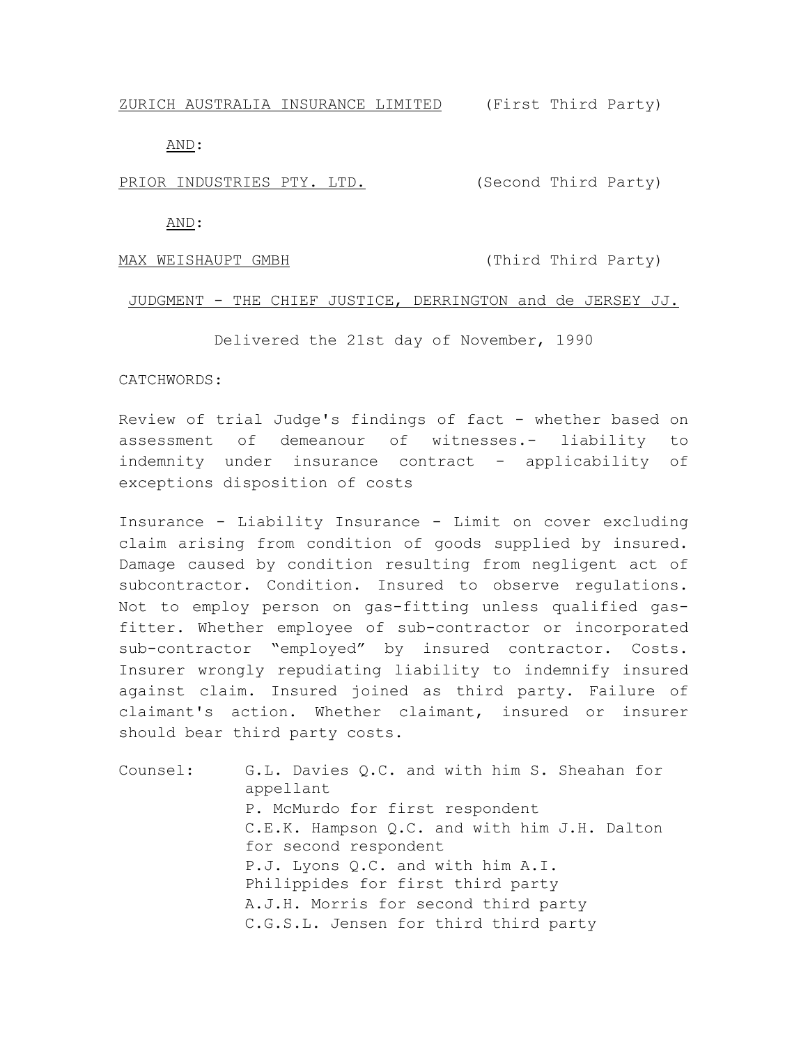ZURICH AUSTRALIA INSURANCE LIMITED (First Third Party)

AND:

PRIOR INDUSTRIES PTY. LTD. (Second Third Party)

AND:

MAX WEISHAUPT GMBH (Third Third Party)

JUDGMENT - THE CHIEF JUSTICE, DERRINGTON and de JERSEY JJ.

Delivered the 21st day of November, 1990

CATCHWORDS:

Review of trial Judge's findings of fact - whether based on assessment of demeanour of witnesses.- liability to indemnity under insurance contract - applicability of exceptions disposition of costs

Insurance - Liability Insurance - Limit on cover excluding claim arising from condition of goods supplied by insured. Damage caused by condition resulting from negligent act of subcontractor. Condition. Insured to observe regulations. Not to employ person on gas-fitting unless qualified gas-fitter. Whether employee of sub-contractor or incorporated sub-contractor "employed" by insured contractor. Costs. Insurer wrongly repudiating liability to indemnify insured against claim. Insured joined as third party. Failure of claimant's action. Whether claimant, insured or insurer should bear third party costs.

Counsel:
- G.L. Davies Q.C. and with him S. Sheahan for appellant
- P. McMurdo for first respondent
- C.E.K. Hampson Q.C. and with him J.H. Dalton for second respondent
- P.J. Lyons Q.C. and with him A.I. Philippides for first third party
- A.J.H. Morris for second third party
- C.G.S.L. Jensen for third third party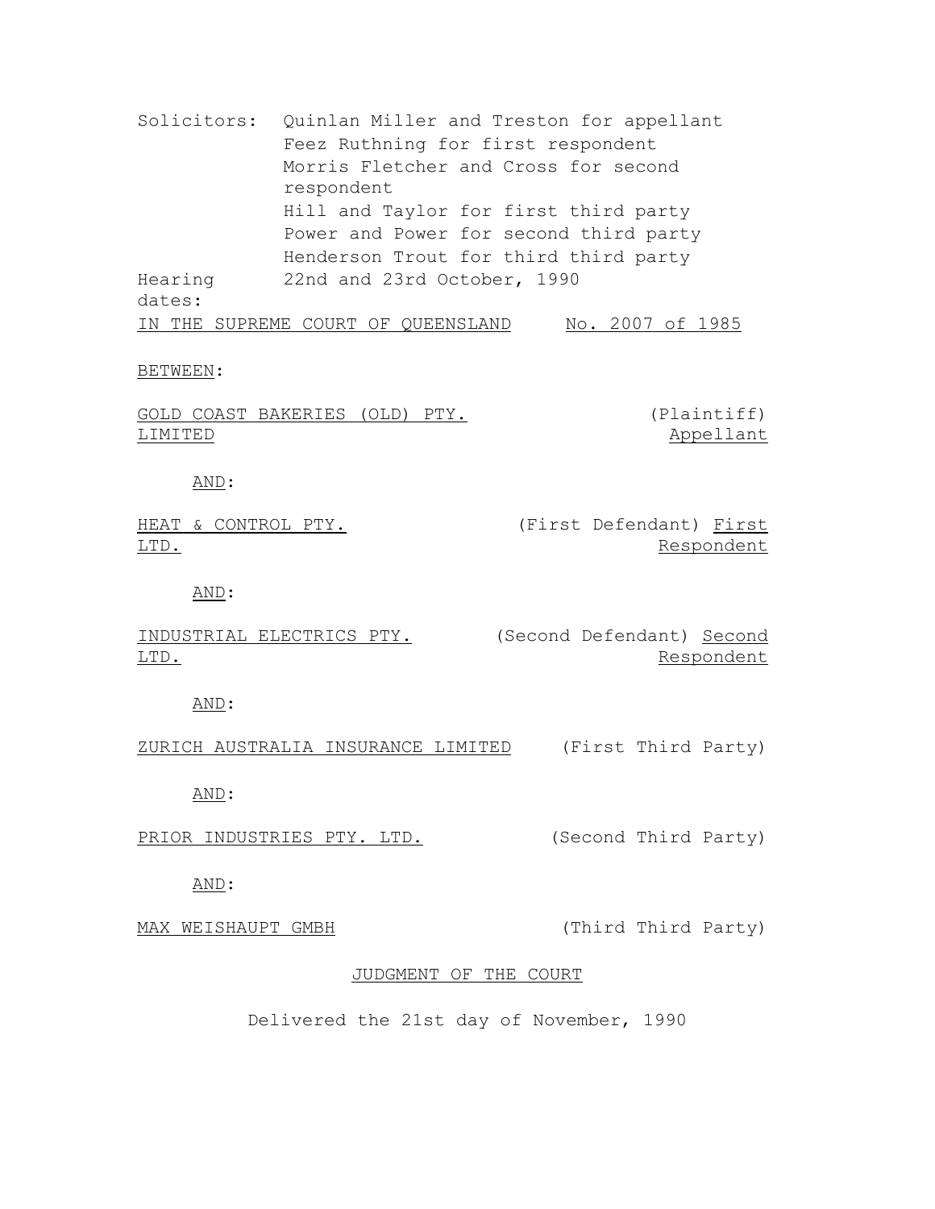Solicitors: Quinlan Miller and Treston for appellant
Feez Ruthning for first respondent
Morris Fletcher and Cross for second respondent
Hill and Taylor for first third party
Power and Power for second third party
Henderson Trout for third third party

Hearing dates: 22nd and 23rd October, 1990

IN THE SUPREME COURT OF QUEENSLAND No. 2007 of 1985

BETWEEN:

GOLD COAST BAKERIES (OLD) PTY. LIMITED (Plaintiff) Appellant

AND:

HEAT & CONTROL PTY. LTD. (First Defendant) First Respondent

AND:

INDUSTRIAL ELECTRICS PTY. LTD. (Second Defendant) Second Respondent

AND:

ZURICH AUSTRALIA INSURANCE LIMITED (First Third Party)

AND:

PRIOR INDUSTRIES PTY. LTD. (Second Third Party)

AND:

MAX WEISHAUPT GMBH (Third Third Party)

JUDGMENT OF THE COURT

Delivered the 21st day of November, 1990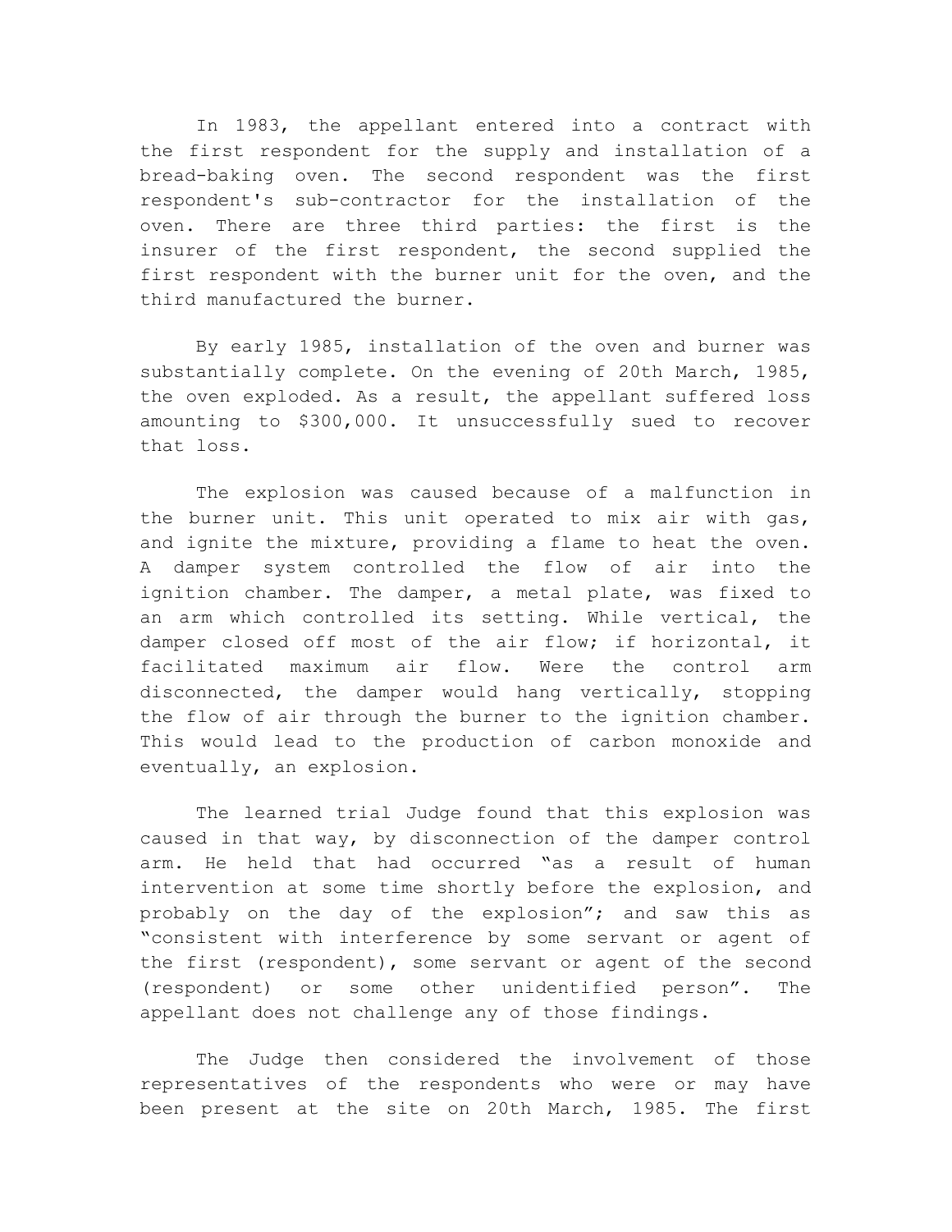In 1983, the appellant entered into a contract with the first respondent for the supply and installation of a bread-baking oven. The second respondent was the first respondent's sub-contractor for the installation of the oven. There are three third parties: the first is the insurer of the first respondent, the second supplied the first respondent with the burner unit for the oven, and the third manufactured the burner.

By early 1985, installation of the oven and burner was substantially complete. On the evening of 20th March, 1985, the oven exploded. As a result, the appellant suffered loss amounting to $300,000. It unsuccessfully sued to recover that loss.

The explosion was caused because of a malfunction in the burner unit. This unit operated to mix air with gas, and ignite the mixture, providing a flame to heat the oven. A damper system controlled the flow of air into the ignition chamber. The damper, a metal plate, was fixed to an arm which controlled its setting. While vertical, the damper closed off most of the air flow; if horizontal, it facilitated maximum air flow. Were the control arm disconnected, the damper would hang vertically, stopping the flow of air through the burner to the ignition chamber. This would lead to the production of carbon monoxide and eventually, an explosion.

The learned trial Judge found that this explosion was caused in that way, by disconnection of the damper control arm. He held that had occurred "as a result of human intervention at some time shortly before the explosion, and probably on the day of the explosion"; and saw this as "consistent with interference by some servant or agent of the first (respondent), some servant or agent of the second (respondent) or some other unidentified person". The appellant does not challenge any of those findings.

The Judge then considered the involvement of those representatives of the respondents who were or may have been present at the site on 20th March, 1985. The first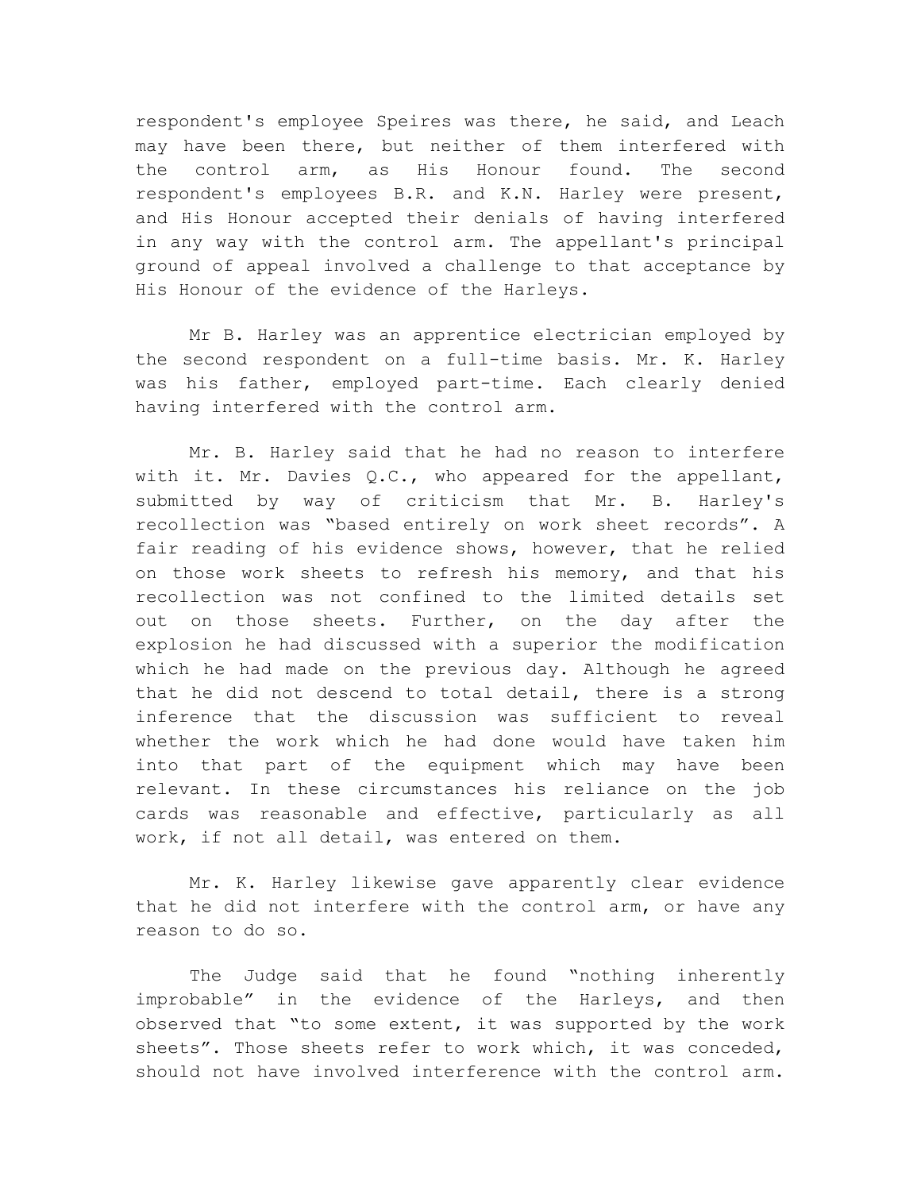respondent's employee Speires was there, he said, and Leach may have been there, but neither of them interfered with the control arm, as His Honour found. The second respondent's employees B.R. and K.N. Harley were present, and His Honour accepted their denials of having interfered in any way with the control arm. The appellant's principal ground of appeal involved a challenge to that acceptance by His Honour of the evidence of the Harleys.

Mr B. Harley was an apprentice electrician employed by the second respondent on a full-time basis. Mr. K. Harley was his father, employed part-time. Each clearly denied having interfered with the control arm.

Mr. B. Harley said that he had no reason to interfere with it. Mr. Davies Q.C., who appeared for the appellant, submitted by way of criticism that Mr. B. Harley's recollection was "based entirely on work sheet records". A fair reading of his evidence shows, however, that he relied on those work sheets to refresh his memory, and that his recollection was not confined to the limited details set out on those sheets. Further, on the day after the explosion he had discussed with a superior the modification which he had made on the previous day. Although he agreed that he did not descend to total detail, there is a strong inference that the discussion was sufficient to reveal whether the work which he had done would have taken him into that part of the equipment which may have been relevant. In these circumstances his reliance on the job cards was reasonable and effective, particularly as all work, if not all detail, was entered on them.

Mr. K. Harley likewise gave apparently clear evidence that he did not interfere with the control arm, or have any reason to do so.

The Judge said that he found "nothing inherently improbable" in the evidence of the Harleys, and then observed that "to some extent, it was supported by the work sheets". Those sheets refer to work which, it was conceded, should not have involved interference with the control arm.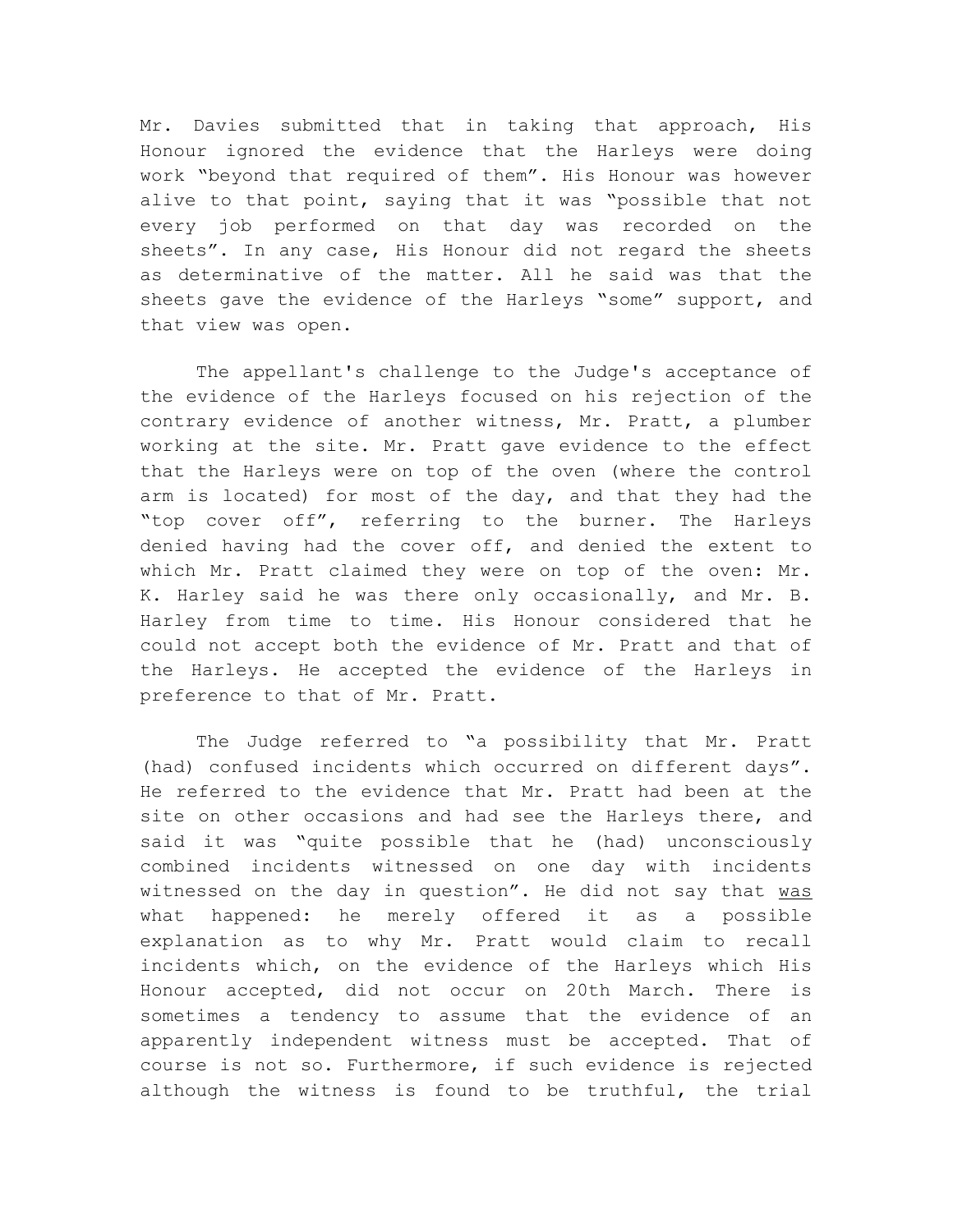Mr. Davies submitted that in taking that approach, His Honour ignored the evidence that the Harleys were doing work "beyond that required of them". His Honour was however alive to that point, saying that it was "possible that not every job performed on that day was recorded on the sheets". In any case, His Honour did not regard the sheets as determinative of the matter. All he said was that the sheets gave the evidence of the Harleys "some" support, and that view was open.

The appellant's challenge to the Judge's acceptance of the evidence of the Harleys focused on his rejection of the contrary evidence of another witness, Mr. Pratt, a plumber working at the site. Mr. Pratt gave evidence to the effect that the Harleys were on top of the oven (where the control arm is located) for most of the day, and that they had the "top cover off", referring to the burner. The Harleys denied having had the cover off, and denied the extent to which Mr. Pratt claimed they were on top of the oven: Mr. K. Harley said he was there only occasionally, and Mr. B. Harley from time to time. His Honour considered that he could not accept both the evidence of Mr. Pratt and that of the Harleys. He accepted the evidence of the Harleys in preference to that of Mr. Pratt.

The Judge referred to "a possibility that Mr. Pratt (had) confused incidents which occurred on different days". He referred to the evidence that Mr. Pratt had been at the site on other occasions and had see the Harleys there, and said it was "quite possible that he (had) unconsciously combined incidents witnessed on one day with incidents witnessed on the day in question". He did not say that <u>was</u> what happened: he merely offered it as a possible explanation as to why Mr. Pratt would claim to recall incidents which, on the evidence of the Harleys which His Honour accepted, did not occur on 20th March. There is sometimes a tendency to assume that the evidence of an apparently independent witness must be accepted. That of course is not so. Furthermore, if such evidence is rejected although the witness is found to be truthful, the trial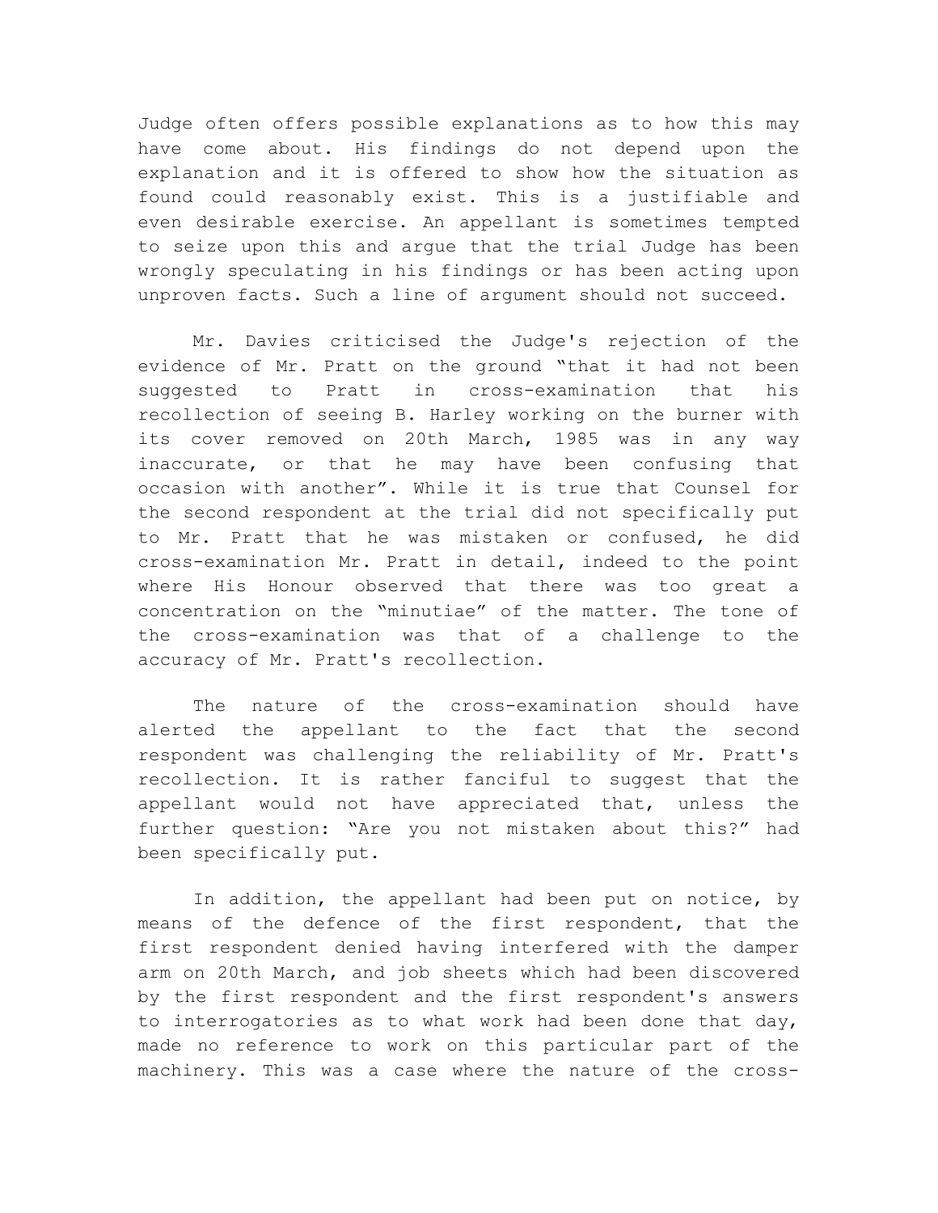Judge often offers possible explanations as to how this may have come about. His findings do not depend upon the explanation and it is offered to show how the situation as found could reasonably exist. This is a justifiable and even desirable exercise. An appellant is sometimes tempted to seize upon this and argue that the trial Judge has been wrongly speculating in his findings or has been acting upon unproven facts. Such a line of argument should not succeed.

Mr. Davies criticised the Judge's rejection of the evidence of Mr. Pratt on the ground "that it had not been suggested to Pratt in cross-examination that his recollection of seeing B. Harley working on the burner with its cover removed on 20th March, 1985 was in any way inaccurate, or that he may have been confusing that occasion with another". While it is true that Counsel for the second respondent at the trial did not specifically put to Mr. Pratt that he was mistaken or confused, he did cross-examination Mr. Pratt in detail, indeed to the point where His Honour observed that there was too great a concentration on the "minutiae" of the matter. The tone of the cross-examination was that of a challenge to the accuracy of Mr. Pratt's recollection.

The nature of the cross-examination should have alerted the appellant to the fact that the second respondent was challenging the reliability of Mr. Pratt's recollection. It is rather fanciful to suggest that the appellant would not have appreciated that, unless the further question: "Are you not mistaken about this?" had been specifically put.

In addition, the appellant had been put on notice, by means of the defence of the first respondent, that the first respondent denied having interfered with the damper arm on 20th March, and job sheets which had been discovered by the first respondent and the first respondent's answers to interrogatories as to what work had been done that day, made no reference to work on this particular part of the machinery. This was a case where the nature of the cross-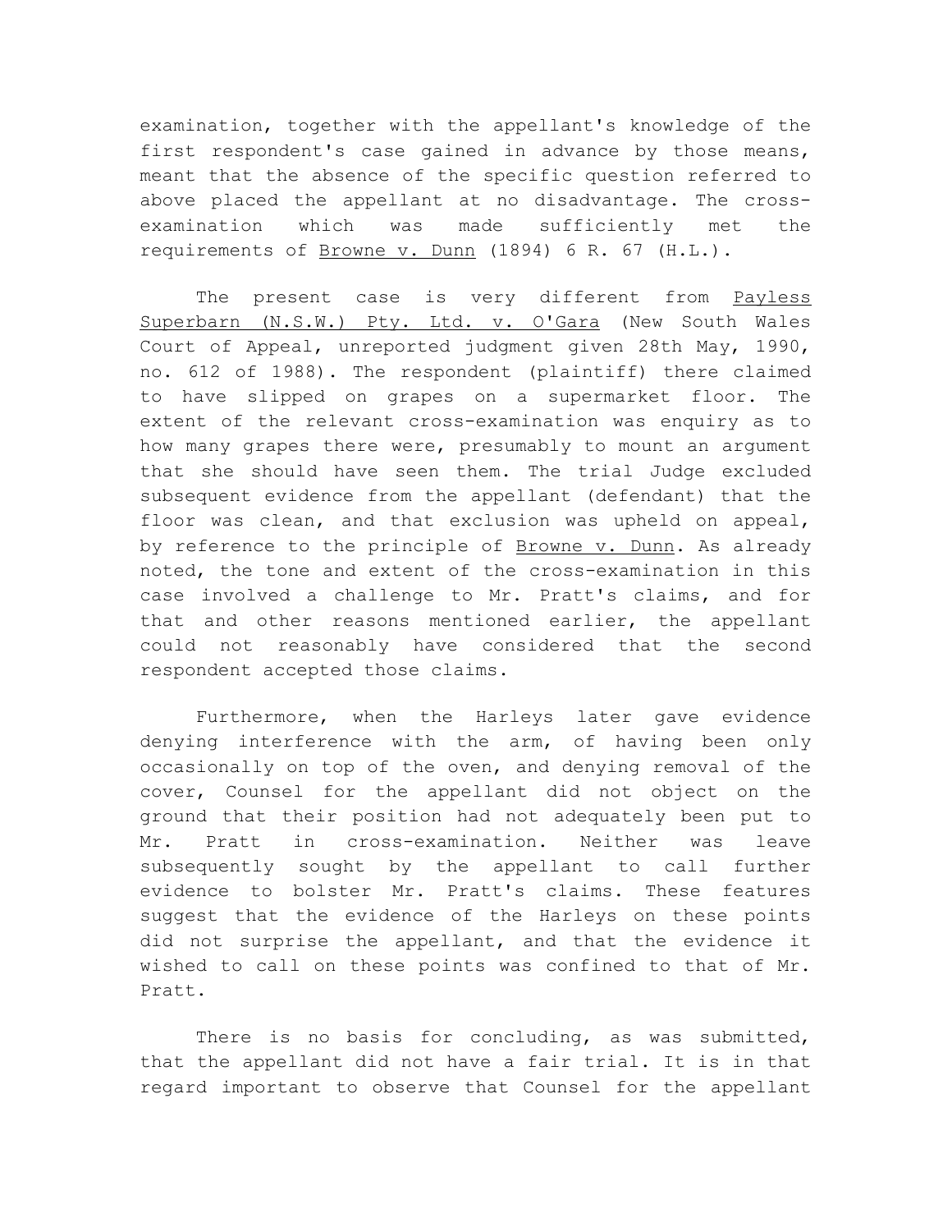examination, together with the appellant's knowledge of the first respondent's case gained in advance by those means, meant that the absence of the specific question referred to above placed the appellant at no disadvantage. The cross-examination which was made sufficiently met the requirements of Browne v. Dunn (1894) 6 R. 67 (H.L.).

The present case is very different from Payless Superbarn (N.S.W.) Pty. Ltd. v. O'Gara (New South Wales Court of Appeal, unreported judgment given 28th May, 1990, no. 612 of 1988). The respondent (plaintiff) there claimed to have slipped on grapes on a supermarket floor. The extent of the relevant cross-examination was enquiry as to how many grapes there were, presumably to mount an argument that she should have seen them. The trial Judge excluded subsequent evidence from the appellant (defendant) that the floor was clean, and that exclusion was upheld on appeal, by reference to the principle of Browne v. Dunn. As already noted, the tone and extent of the cross-examination in this case involved a challenge to Mr. Pratt's claims, and for that and other reasons mentioned earlier, the appellant could not reasonably have considered that the second respondent accepted those claims.

Furthermore, when the Harleys later gave evidence denying interference with the arm, of having been only occasionally on top of the oven, and denying removal of the cover, Counsel for the appellant did not object on the ground that their position had not adequately been put to Mr. Pratt in cross-examination. Neither was leave subsequently sought by the appellant to call further evidence to bolster Mr. Pratt's claims. These features suggest that the evidence of the Harleys on these points did not surprise the appellant, and that the evidence it wished to call on these points was confined to that of Mr. Pratt.

There is no basis for concluding, as was submitted, that the appellant did not have a fair trial. It is in that regard important to observe that Counsel for the appellant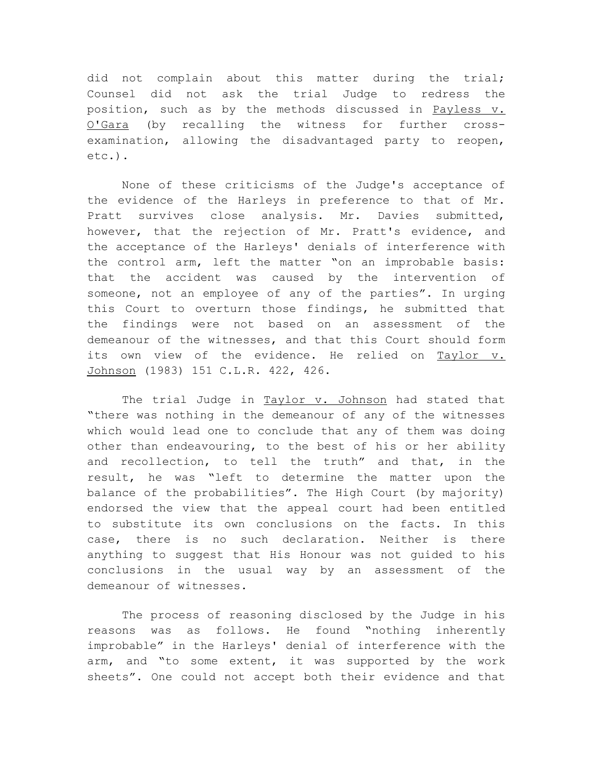did not complain about this matter during the trial; Counsel did not ask the trial Judge to redress the position, such as by the methods discussed in Payless v. O'Gara (by recalling the witness for further cross-examination, allowing the disadvantaged party to reopen, etc.).

None of these criticisms of the Judge's acceptance of the evidence of the Harleys in preference to that of Mr. Pratt survives close analysis. Mr. Davies submitted, however, that the rejection of Mr. Pratt's evidence, and the acceptance of the Harleys' denials of interference with the control arm, left the matter "on an improbable basis: that the accident was caused by the intervention of someone, not an employee of any of the parties". In urging this Court to overturn those findings, he submitted that the findings were not based on an assessment of the demeanour of the witnesses, and that this Court should form its own view of the evidence. He relied on Taylor v. Johnson (1983) 151 C.L.R. 422, 426.

The trial Judge in Taylor v. Johnson had stated that "there was nothing in the demeanour of any of the witnesses which would lead one to conclude that any of them was doing other than endeavouring, to the best of his or her ability and recollection, to tell the truth" and that, in the result, he was "left to determine the matter upon the balance of the probabilities". The High Court (by majority) endorsed the view that the appeal court had been entitled to substitute its own conclusions on the facts. In this case, there is no such declaration. Neither is there anything to suggest that His Honour was not guided to his conclusions in the usual way by an assessment of the demeanour of witnesses.

The process of reasoning disclosed by the Judge in his reasons was as follows. He found "nothing inherently improbable" in the Harleys' denial of interference with the arm, and "to some extent, it was supported by the work sheets". One could not accept both their evidence and that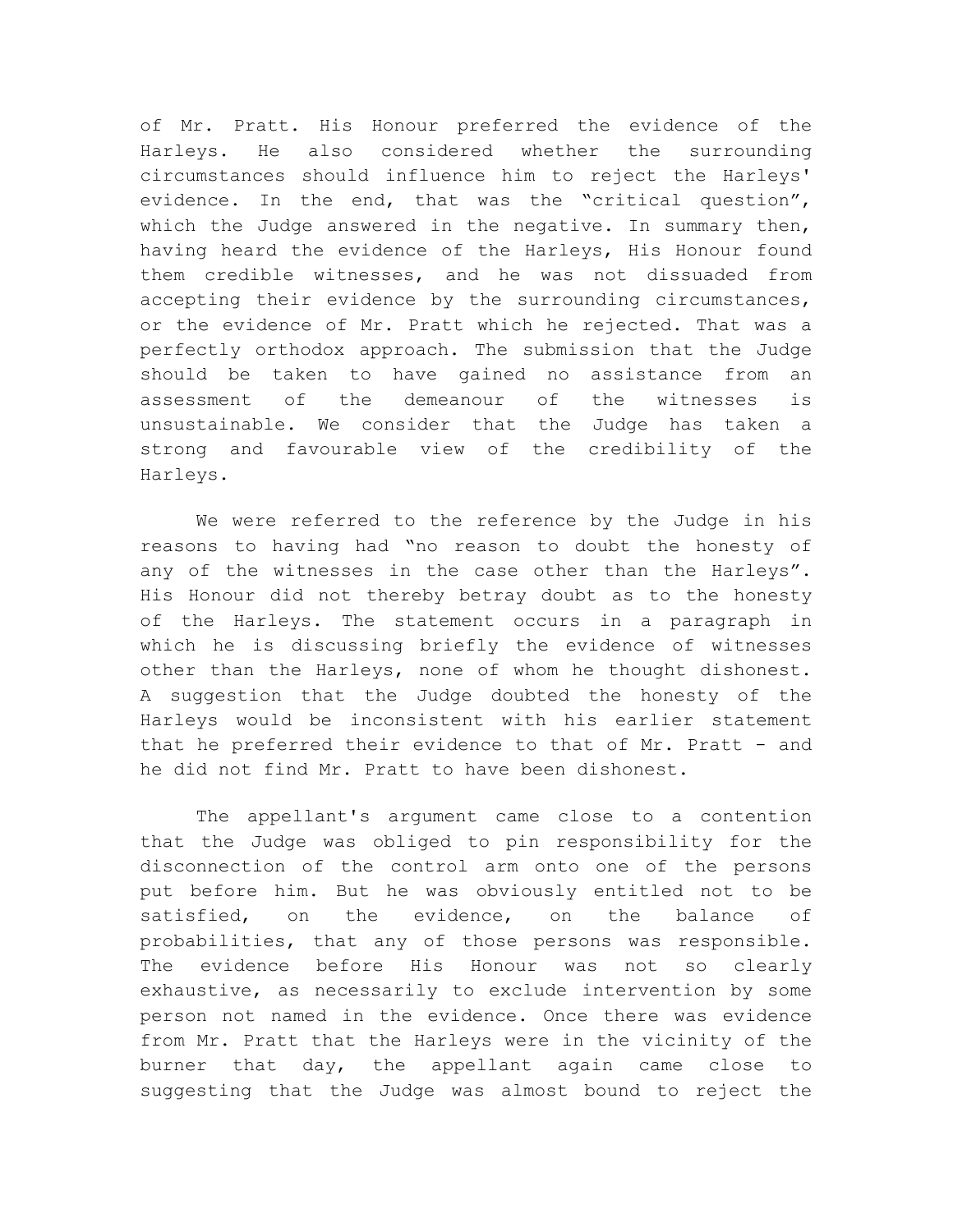of Mr. Pratt. His Honour preferred the evidence of the Harleys. He also considered whether the surrounding circumstances should influence him to reject the Harleys' evidence. In the end, that was the "critical question", which the Judge answered in the negative. In summary then, having heard the evidence of the Harleys, His Honour found them credible witnesses, and he was not dissuaded from accepting their evidence by the surrounding circumstances, or the evidence of Mr. Pratt which he rejected. That was a perfectly orthodox approach. The submission that the Judge should be taken to have gained no assistance from an assessment of the demeanour of the witnesses is unsustainable. We consider that the Judge has taken a strong and favourable view of the credibility of the Harleys.

We were referred to the reference by the Judge in his reasons to having had "no reason to doubt the honesty of any of the witnesses in the case other than the Harleys". His Honour did not thereby betray doubt as to the honesty of the Harleys. The statement occurs in a paragraph in which he is discussing briefly the evidence of witnesses other than the Harleys, none of whom he thought dishonest. A suggestion that the Judge doubted the honesty of the Harleys would be inconsistent with his earlier statement that he preferred their evidence to that of Mr. Pratt - and he did not find Mr. Pratt to have been dishonest.

The appellant's argument came close to a contention that the Judge was obliged to pin responsibility for the disconnection of the control arm onto one of the persons put before him. But he was obviously entitled not to be satisfied, on the evidence, on the balance of probabilities, that any of those persons was responsible. The evidence before His Honour was not so clearly exhaustive, as necessarily to exclude intervention by some person not named in the evidence. Once there was evidence from Mr. Pratt that the Harleys were in the vicinity of the burner that day, the appellant again came close to suggesting that the Judge was almost bound to reject the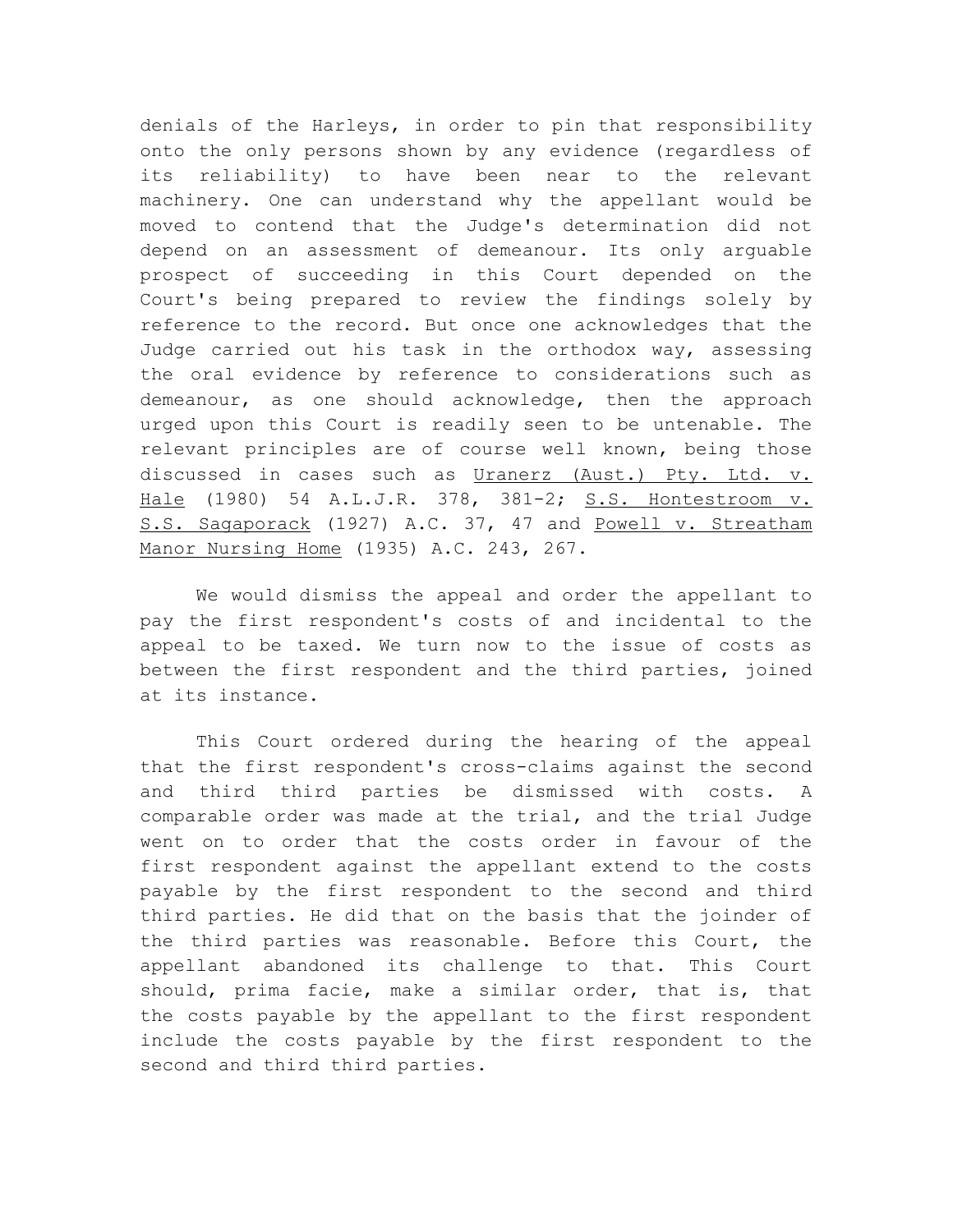denials of the Harleys, in order to pin that responsibility onto the only persons shown by any evidence (regardless of its reliability) to have been near to the relevant machinery. One can understand why the appellant would be moved to contend that the Judge's determination did not depend on an assessment of demeanour. Its only arguable prospect of succeeding in this Court depended on the Court's being prepared to review the findings solely by reference to the record. But once one acknowledges that the Judge carried out his task in the orthodox way, assessing the oral evidence by reference to considerations such as demeanour, as one should acknowledge, then the approach urged upon this Court is readily seen to be untenable. The relevant principles are of course well known, being those discussed in cases such as Uranerz (Aust.) Pty. Ltd. v. Hale (1980) 54 A.L.J.R. 378, 381-2; S.S. Hontestroom v. S.S. Sagaporack (1927) A.C. 37, 47 and Powell v. Streatham Manor Nursing Home (1935) A.C. 243, 267.

We would dismiss the appeal and order the appellant to pay the first respondent's costs of and incidental to the appeal to be taxed. We turn now to the issue of costs as between the first respondent and the third parties, joined at its instance.

This Court ordered during the hearing of the appeal that the first respondent's cross-claims against the second and third third parties be dismissed with costs. A comparable order was made at the trial, and the trial Judge went on to order that the costs order in favour of the first respondent against the appellant extend to the costs payable by the first respondent to the second and third third parties. He did that on the basis that the joinder of the third parties was reasonable. Before this Court, the appellant abandoned its challenge to that. This Court should, prima facie, make a similar order, that is, that the costs payable by the appellant to the first respondent include the costs payable by the first respondent to the second and third third parties.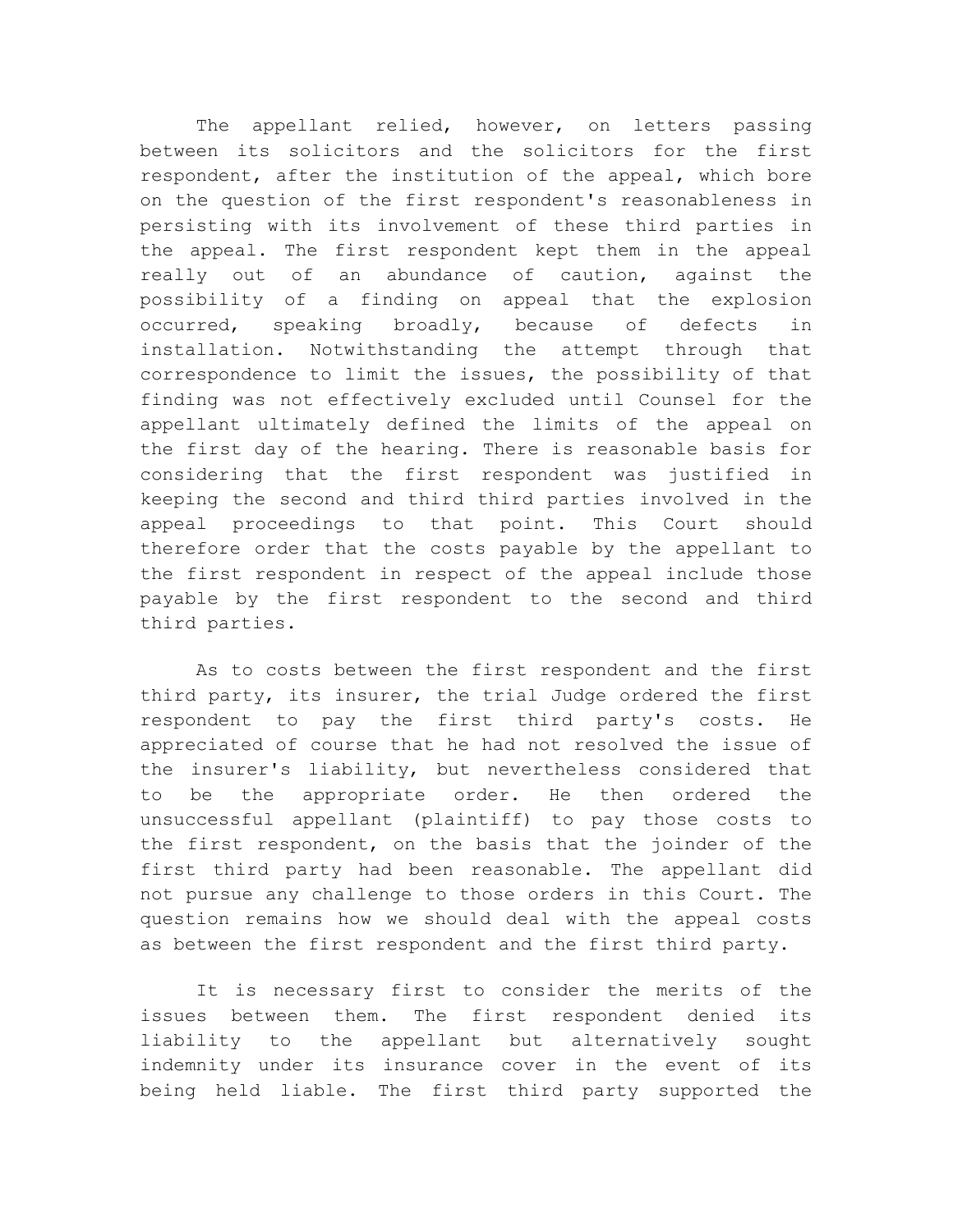The appellant relied, however, on letters passing between its solicitors and the solicitors for the first respondent, after the institution of the appeal, which bore on the question of the first respondent's reasonableness in persisting with its involvement of these third parties in the appeal. The first respondent kept them in the appeal really out of an abundance of caution, against the possibility of a finding on appeal that the explosion occurred, speaking broadly, because of defects in installation. Notwithstanding the attempt through that correspondence to limit the issues, the possibility of that finding was not effectively excluded until Counsel for the appellant ultimately defined the limits of the appeal on the first day of the hearing. There is reasonable basis for considering that the first respondent was justified in keeping the second and third third parties involved in the appeal proceedings to that point. This Court should therefore order that the costs payable by the appellant to the first respondent in respect of the appeal include those payable by the first respondent to the second and third third parties.

As to costs between the first respondent and the first third party, its insurer, the trial Judge ordered the first respondent to pay the first third party's costs. He appreciated of course that he had not resolved the issue of the insurer's liability, but nevertheless considered that to be the appropriate order. He then ordered the unsuccessful appellant (plaintiff) to pay those costs to the first respondent, on the basis that the joinder of the first third party had been reasonable. The appellant did not pursue any challenge to those orders in this Court. The question remains how we should deal with the appeal costs as between the first respondent and the first third party.

It is necessary first to consider the merits of the issues between them. The first respondent denied its liability to the appellant but alternatively sought indemnity under its insurance cover in the event of its being held liable. The first third party supported the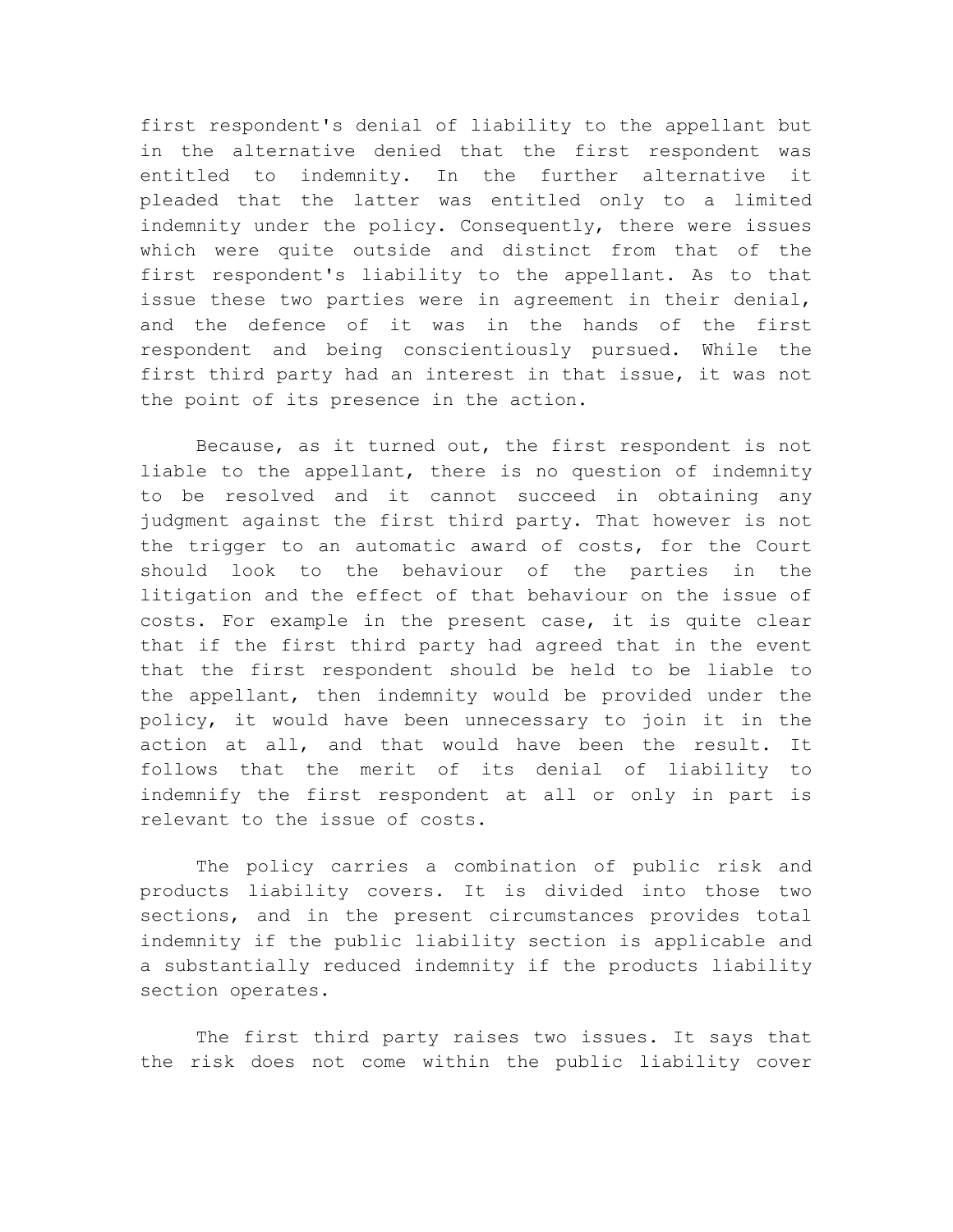first respondent's denial of liability to the appellant but in the alternative denied that the first respondent was entitled to indemnity. In the further alternative it pleaded that the latter was entitled only to a limited indemnity under the policy. Consequently, there were issues which were quite outside and distinct from that of the first respondent's liability to the appellant. As to that issue these two parties were in agreement in their denial, and the defence of it was in the hands of the first respondent and being conscientiously pursued. While the first third party had an interest in that issue, it was not the point of its presence in the action.

Because, as it turned out, the first respondent is not liable to the appellant, there is no question of indemnity to be resolved and it cannot succeed in obtaining any judgment against the first third party. That however is not the trigger to an automatic award of costs, for the Court should look to the behaviour of the parties in the litigation and the effect of that behaviour on the issue of costs. For example in the present case, it is quite clear that if the first third party had agreed that in the event that the first respondent should be held to be liable to the appellant, then indemnity would be provided under the policy, it would have been unnecessary to join it in the action at all, and that would have been the result. It follows that the merit of its denial of liability to indemnify the first respondent at all or only in part is relevant to the issue of costs.

The policy carries a combination of public risk and products liability covers. It is divided into those two sections, and in the present circumstances provides total indemnity if the public liability section is applicable and a substantially reduced indemnity if the products liability section operates.

The first third party raises two issues. It says that the risk does not come within the public liability cover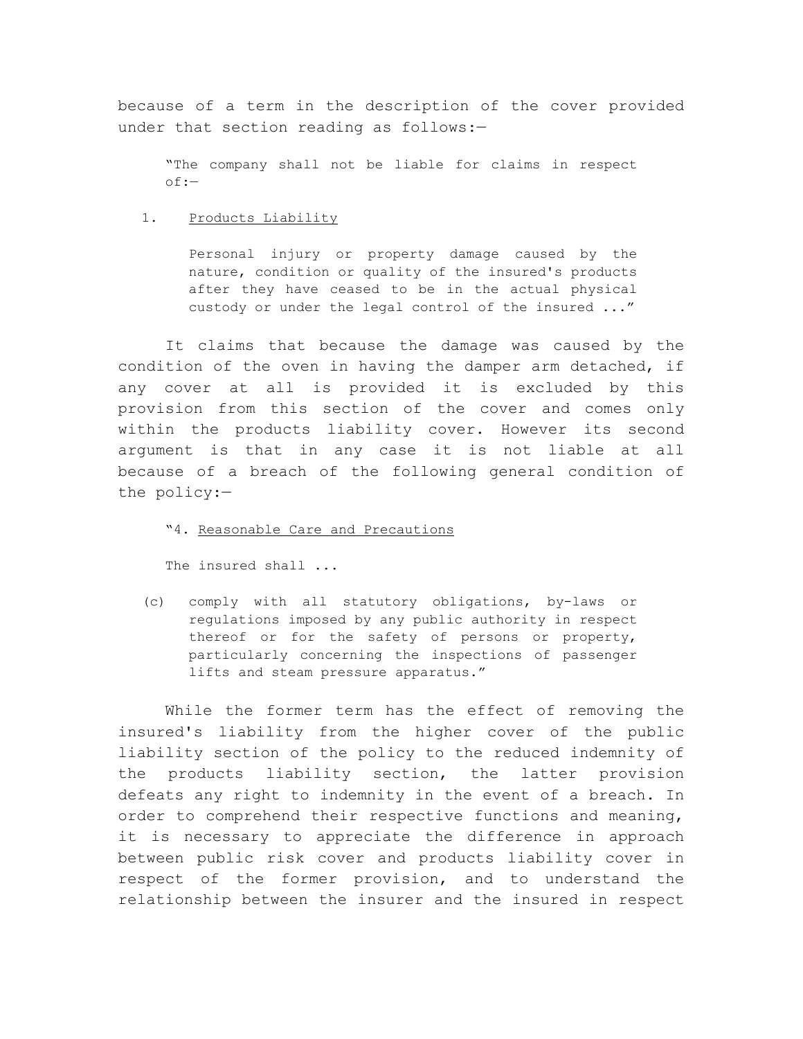because of a term in the description of the cover provided under that section reading as follows:—

> "The company shall not be liable for claims in respect of:—
>
> 1. Products Liability
>
>    Personal injury or property damage caused by the nature, condition or quality of the insured's products after they have ceased to be in the actual physical custody or under the legal control of the insured ..."

It claims that because the damage was caused by the condition of the oven in having the damper arm detached, if any cover at all is provided it is excluded by this provision from this section of the cover and comes only within the products liability cover. However its second argument is that in any case it is not liable at all because of a breach of the following general condition of the policy:—

> "4. Reasonable Care and Precautions
>
> The insured shall ...
>
> (c) comply with all statutory obligations, by-laws or regulations imposed by any public authority in respect thereof or for the safety of persons or property, particularly concerning the inspections of passenger lifts and steam pressure apparatus."

While the former term has the effect of removing the insured's liability from the higher cover of the public liability section of the policy to the reduced indemnity of the products liability section, the latter provision defeats any right to indemnity in the event of a breach. In order to comprehend their respective functions and meaning, it is necessary to appreciate the difference in approach between public risk cover and products liability cover in respect of the former provision, and to understand the relationship between the insurer and the insured in respect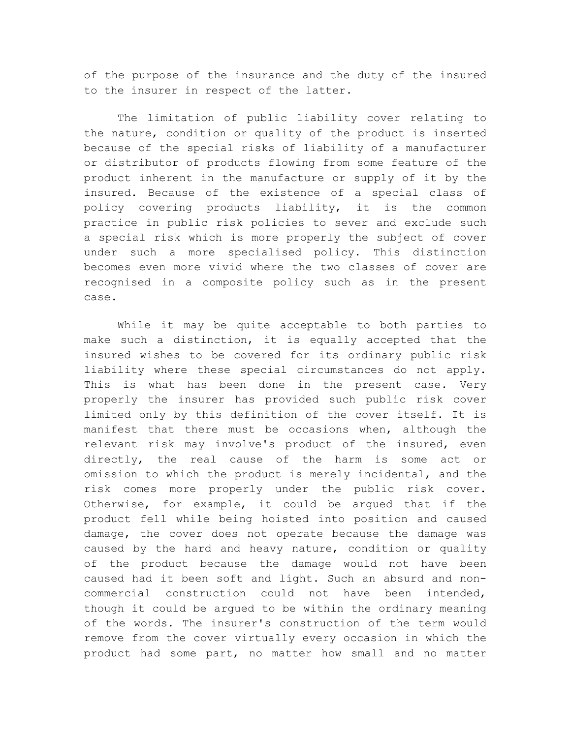of the purpose of the insurance and the duty of the insured to the insurer in respect of the latter.

The limitation of public liability cover relating to the nature, condition or quality of the product is inserted because of the special risks of liability of a manufacturer or distributor of products flowing from some feature of the product inherent in the manufacture or supply of it by the insured. Because of the existence of a special class of policy covering products liability, it is the common practice in public risk policies to sever and exclude such a special risk which is more properly the subject of cover under such a more specialised policy. This distinction becomes even more vivid where the two classes of cover are recognised in a composite policy such as in the present case.

While it may be quite acceptable to both parties to make such a distinction, it is equally accepted that the insured wishes to be covered for its ordinary public risk liability where these special circumstances do not apply. This is what has been done in the present case. Very properly the insurer has provided such public risk cover limited only by this definition of the cover itself. It is manifest that there must be occasions when, although the relevant risk may involve's product of the insured, even directly, the real cause of the harm is some act or omission to which the product is merely incidental, and the risk comes more properly under the public risk cover. Otherwise, for example, it could be argued that if the product fell while being hoisted into position and caused damage, the cover does not operate because the damage was caused by the hard and heavy nature, condition or quality of the product because the damage would not have been caused had it been soft and light. Such an absurd and non-commercial construction could not have been intended, though it could be argued to be within the ordinary meaning of the words. The insurer's construction of the term would remove from the cover virtually every occasion in which the product had some part, no matter how small and no matter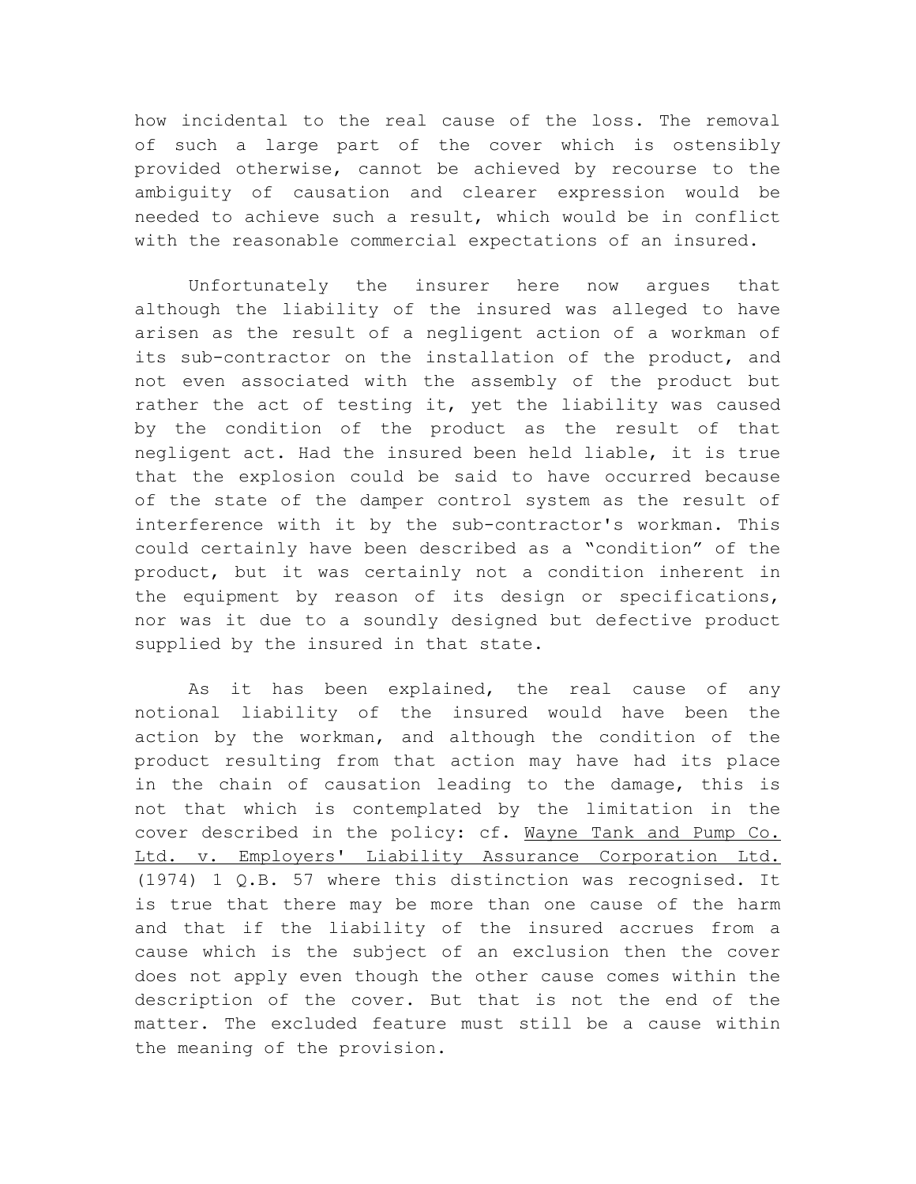how incidental to the real cause of the loss. The removal of such a large part of the cover which is ostensibly provided otherwise, cannot be achieved by recourse to the ambiguity of causation and clearer expression would be needed to achieve such a result, which would be in conflict with the reasonable commercial expectations of an insured.

Unfortunately the insurer here now argues that although the liability of the insured was alleged to have arisen as the result of a negligent action of a workman of its sub-contractor on the installation of the product, and not even associated with the assembly of the product but rather the act of testing it, yet the liability was caused by the condition of the product as the result of that negligent act. Had the insured been held liable, it is true that the explosion could be said to have occurred because of the state of the damper control system as the result of interference with it by the sub-contractor's workman. This could certainly have been described as a "condition" of the product, but it was certainly not a condition inherent in the equipment by reason of its design or specifications, nor was it due to a soundly designed but defective product supplied by the insured in that state.

As it has been explained, the real cause of any notional liability of the insured would have been the action by the workman, and although the condition of the product resulting from that action may have had its place in the chain of causation leading to the damage, this is not that which is contemplated by the limitation in the cover described in the policy: cf. Wayne Tank and Pump Co. Ltd. v. Employers' Liability Assurance Corporation Ltd. (1974) 1 Q.B. 57 where this distinction was recognised. It is true that there may be more than one cause of the harm and that if the liability of the insured accrues from a cause which is the subject of an exclusion then the cover does not apply even though the other cause comes within the description of the cover. But that is not the end of the matter. The excluded feature must still be a cause within the meaning of the provision.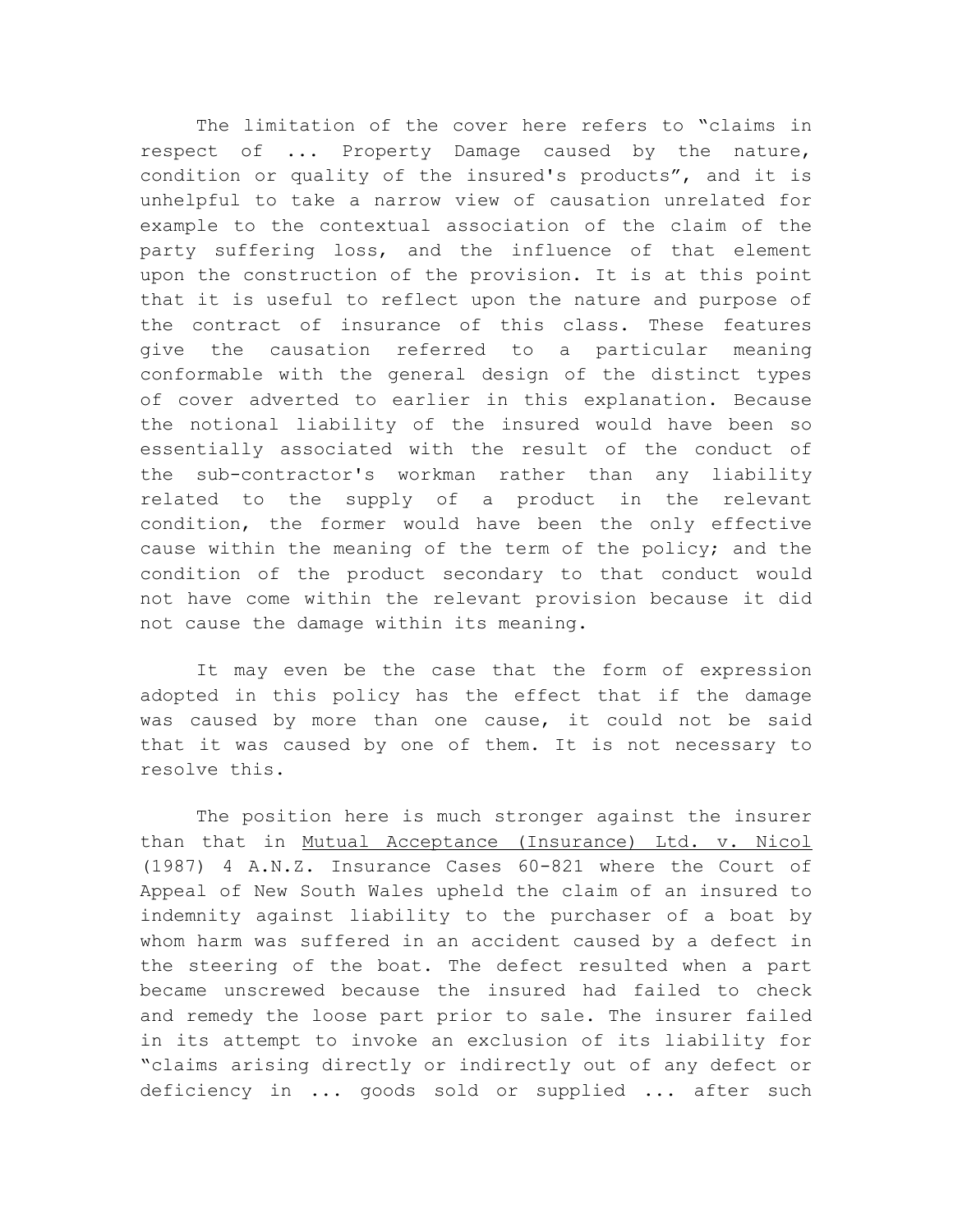The limitation of the cover here refers to "claims in respect of ... Property Damage caused by the nature, condition or quality of the insured's products", and it is unhelpful to take a narrow view of causation unrelated for example to the contextual association of the claim of the party suffering loss, and the influence of that element upon the construction of the provision. It is at this point that it is useful to reflect upon the nature and purpose of the contract of insurance of this class. These features give the causation referred to a particular meaning conformable with the general design of the distinct types of cover adverted to earlier in this explanation. Because the notional liability of the insured would have been so essentially associated with the result of the conduct of the sub-contractor's workman rather than any liability related to the supply of a product in the relevant condition, the former would have been the only effective cause within the meaning of the term of the policy; and the condition of the product secondary to that conduct would not have come within the relevant provision because it did not cause the damage within its meaning.

It may even be the case that the form of expression adopted in this policy has the effect that if the damage was caused by more than one cause, it could not be said that it was caused by one of them. It is not necessary to resolve this.

The position here is much stronger against the insurer than that in Mutual Acceptance (Insurance) Ltd. v. Nicol (1987) 4 A.N.Z. Insurance Cases 60-821 where the Court of Appeal of New South Wales upheld the claim of an insured to indemnity against liability to the purchaser of a boat by whom harm was suffered in an accident caused by a defect in the steering of the boat. The defect resulted when a part became unscrewed because the insured had failed to check and remedy the loose part prior to sale. The insurer failed in its attempt to invoke an exclusion of its liability for "claims arising directly or indirectly out of any defect or deficiency in ... goods sold or supplied ... after such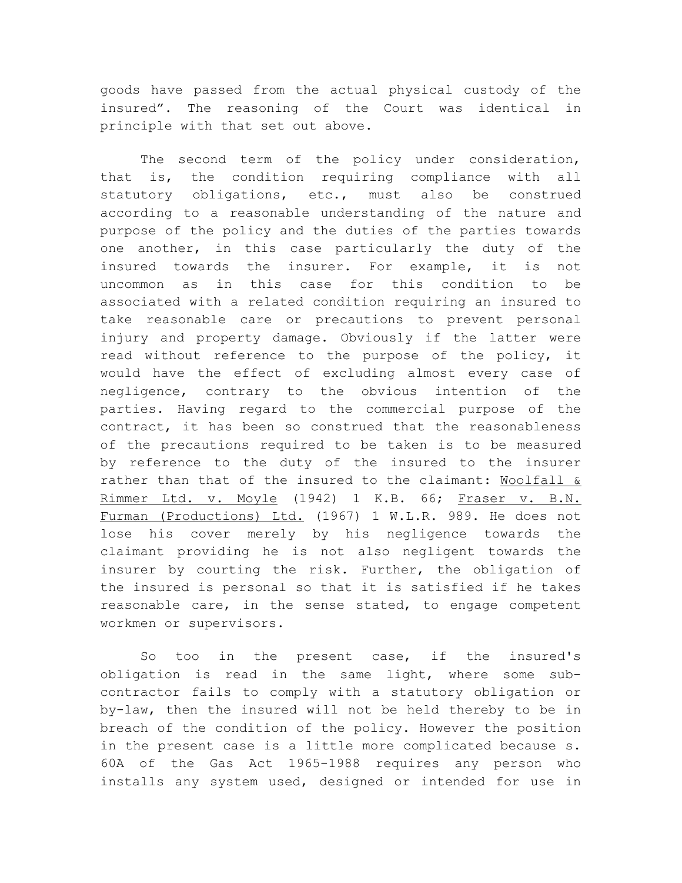goods have passed from the actual physical custody of the insured”. The reasoning of the Court was identical in principle with that set out above.

The second term of the policy under consideration, that is, the condition requiring compliance with all statutory obligations, etc., must also be construed according to a reasonable understanding of the nature and purpose of the policy and the duties of the parties towards one another, in this case particularly the duty of the insured towards the insurer. For example, it is not uncommon as in this case for this condition to be associated with a related condition requiring an insured to take reasonable care or precautions to prevent personal injury and property damage. Obviously if the latter were read without reference to the purpose of the policy, it would have the effect of excluding almost every case of negligence, contrary to the obvious intention of the parties. Having regard to the commercial purpose of the contract, it has been so construed that the reasonableness of the precautions required to be taken is to be measured by reference to the duty of the insured to the insurer rather than that of the insured to the claimant: Woolfall & Rimmer Ltd. v. Moyle (1942) 1 K.B. 66; Fraser v. B.N. Furman (Productions) Ltd. (1967) 1 W.L.R. 989. He does not lose his cover merely by his negligence towards the claimant providing he is not also negligent towards the insurer by courting the risk. Further, the obligation of the insured is personal so that it is satisfied if he takes reasonable care, in the sense stated, to engage competent workmen or supervisors.

So too in the present case, if the insured's obligation is read in the same light, where some sub-contractor fails to comply with a statutory obligation or by-law, then the insured will not be held thereby to be in breach of the condition of the policy. However the position in the present case is a little more complicated because s. 60A of the Gas Act 1965-1988 requires any person who installs any system used, designed or intended for use in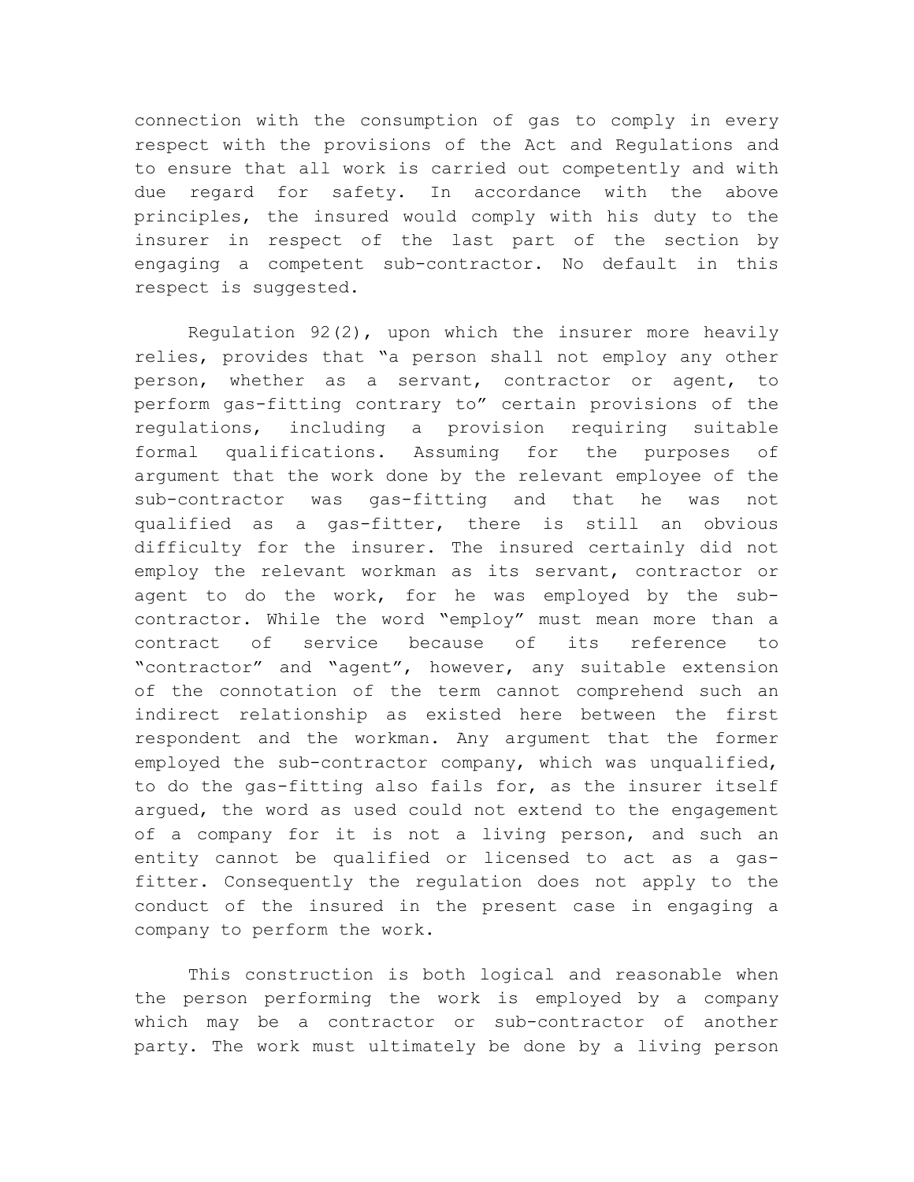connection with the consumption of gas to comply in every respect with the provisions of the Act and Regulations and to ensure that all work is carried out competently and with due regard for safety. In accordance with the above principles, the insured would comply with his duty to the insurer in respect of the last part of the section by engaging a competent sub-contractor. No default in this respect is suggested.

Regulation 92(2), upon which the insurer more heavily relies, provides that "a person shall not employ any other person, whether as a servant, contractor or agent, to perform gas-fitting contrary to" certain provisions of the regulations, including a provision requiring suitable formal qualifications. Assuming for the purposes of argument that the work done by the relevant employee of the sub-contractor was gas-fitting and that he was not qualified as a gas-fitter, there is still an obvious difficulty for the insurer. The insured certainly did not employ the relevant workman as its servant, contractor or agent to do the work, for he was employed by the sub-contractor. While the word "employ" must mean more than a contract of service because of its reference to "contractor" and "agent", however, any suitable extension of the connotation of the term cannot comprehend such an indirect relationship as existed here between the first respondent and the workman. Any argument that the former employed the sub-contractor company, which was unqualified, to do the gas-fitting also fails for, as the insurer itself argued, the word as used could not extend to the engagement of a company for it is not a living person, and such an entity cannot be qualified or licensed to act as a gas-fitter. Consequently the regulation does not apply to the conduct of the insured in the present case in engaging a company to perform the work.

This construction is both logical and reasonable when the person performing the work is employed by a company which may be a contractor or sub-contractor of another party. The work must ultimately be done by a living person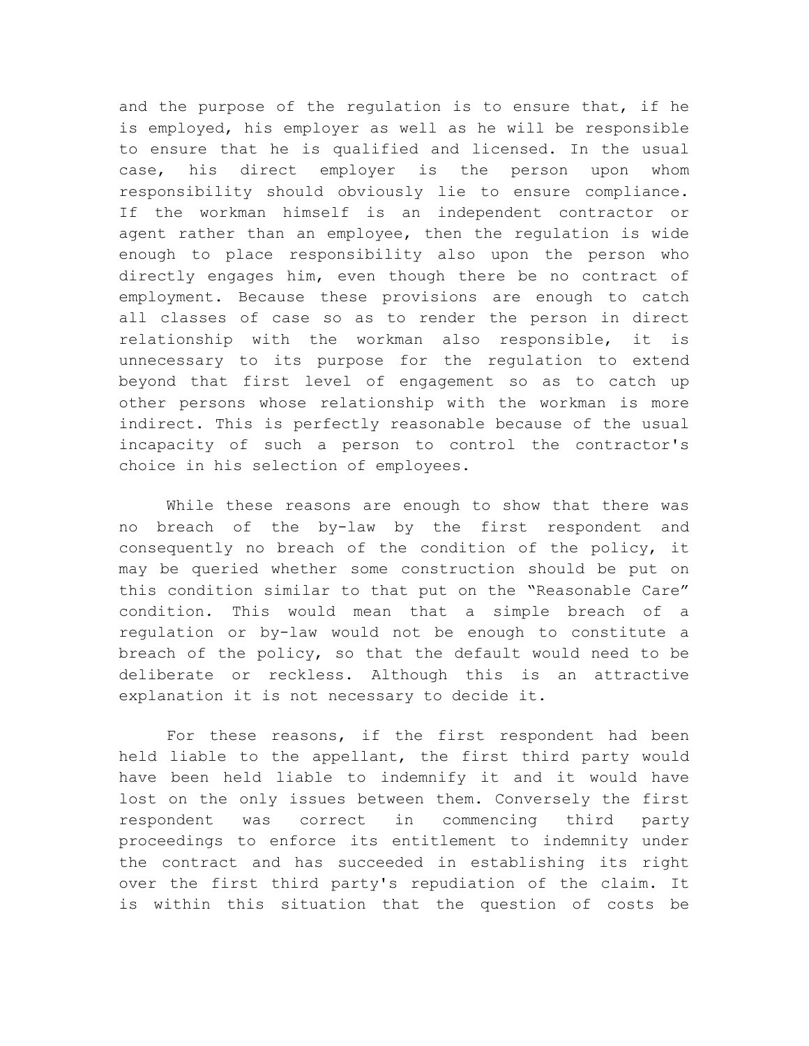and the purpose of the regulation is to ensure that, if he is employed, his employer as well as he will be responsible to ensure that he is qualified and licensed. In the usual case, his direct employer is the person upon whom responsibility should obviously lie to ensure compliance. If the workman himself is an independent contractor or agent rather than an employee, then the regulation is wide enough to place responsibility also upon the person who directly engages him, even though there be no contract of employment. Because these provisions are enough to catch all classes of case so as to render the person in direct relationship with the workman also responsible, it is unnecessary to its purpose for the regulation to extend beyond that first level of engagement so as to catch up other persons whose relationship with the workman is more indirect. This is perfectly reasonable because of the usual incapacity of such a person to control the contractor's choice in his selection of employees.

While these reasons are enough to show that there was no breach of the by-law by the first respondent and consequently no breach of the condition of the policy, it may be queried whether some construction should be put on this condition similar to that put on the "Reasonable Care" condition. This would mean that a simple breach of a regulation or by-law would not be enough to constitute a breach of the policy, so that the default would need to be deliberate or reckless. Although this is an attractive explanation it is not necessary to decide it.

For these reasons, if the first respondent had been held liable to the appellant, the first third party would have been held liable to indemnify it and it would have lost on the only issues between them. Conversely the first respondent was correct in commencing third party proceedings to enforce its entitlement to indemnity under the contract and has succeeded in establishing its right over the first third party's repudiation of the claim. It is within this situation that the question of costs be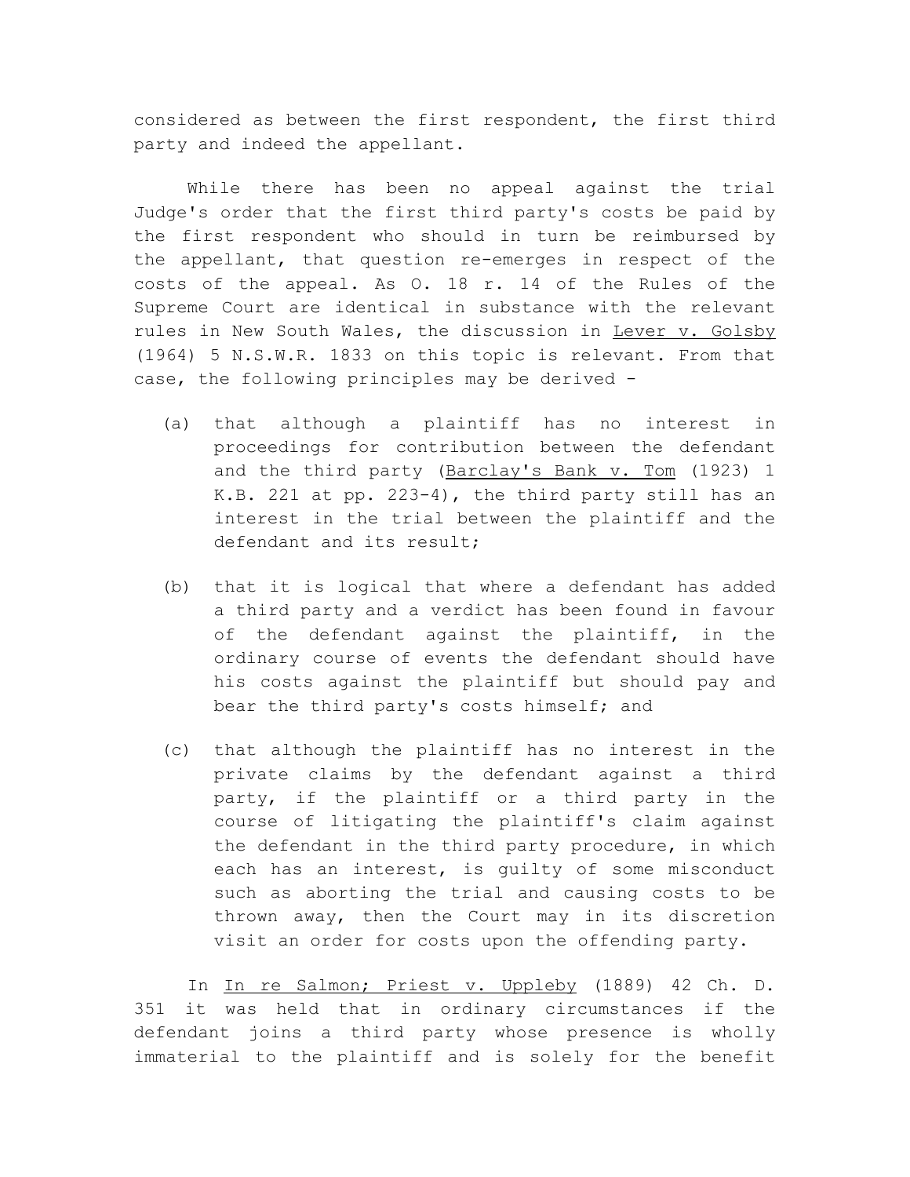considered as between the first respondent, the first third party and indeed the appellant.

While there has been no appeal against the trial Judge's order that the first third party's costs be paid by the first respondent who should in turn be reimbursed by the appellant, that question re-emerges in respect of the costs of the appeal. As O. 18 r. 14 of the Rules of the Supreme Court are identical in substance with the relevant rules in New South Wales, the discussion in Lever v. Golsby (1964) 5 N.S.W.R. 1833 on this topic is relevant. From that case, the following principles may be derived -

(a) that although a plaintiff has no interest in proceedings for contribution between the defendant and the third party (Barclay's Bank v. Tom (1923) 1 K.B. 221 at pp. 223-4), the third party still has an interest in the trial between the plaintiff and the defendant and its result;

(b) that it is logical that where a defendant has added a third party and a verdict has been found in favour of the defendant against the plaintiff, in the ordinary course of events the defendant should have his costs against the plaintiff but should pay and bear the third party's costs himself; and

(c) that although the plaintiff has no interest in the private claims by the defendant against a third party, if the plaintiff or a third party in the course of litigating the plaintiff's claim against the defendant in the third party procedure, in which each has an interest, is guilty of some misconduct such as aborting the trial and causing costs to be thrown away, then the Court may in its discretion visit an order for costs upon the offending party.

In In re Salmon; Priest v. Uppleby (1889) 42 Ch. D. 351 it was held that in ordinary circumstances if the defendant joins a third party whose presence is wholly immaterial to the plaintiff and is solely for the benefit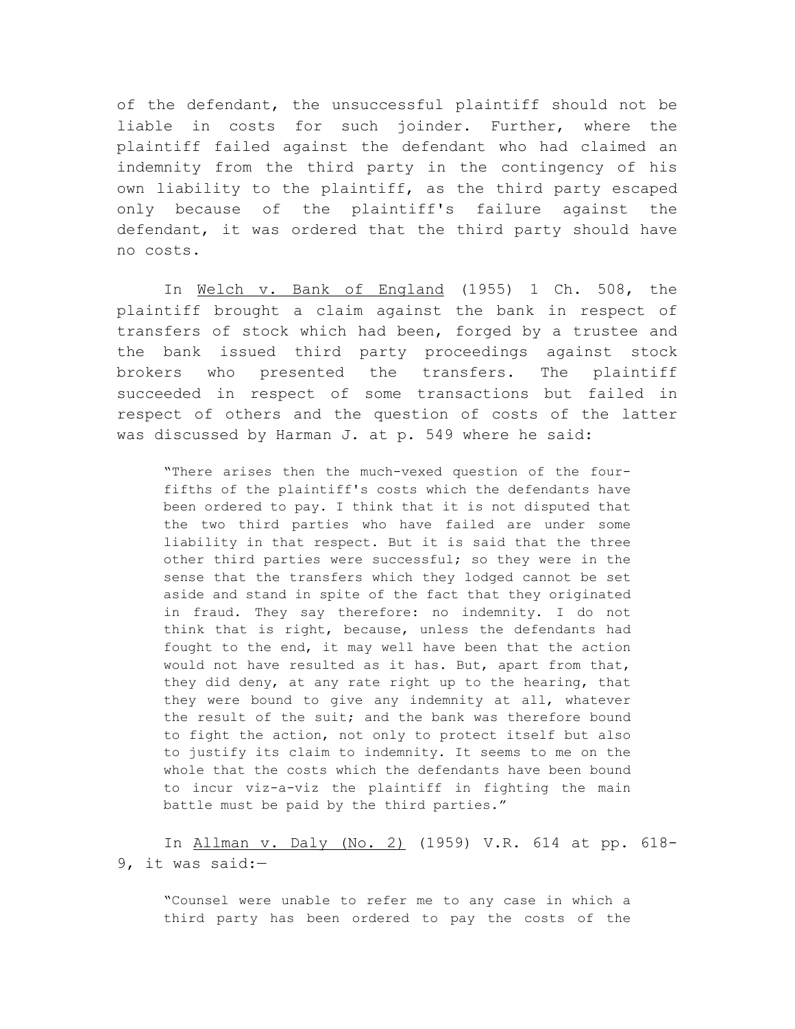of the defendant, the unsuccessful plaintiff should not be liable in costs for such joinder. Further, where the plaintiff failed against the defendant who had claimed an indemnity from the third party in the contingency of his own liability to the plaintiff, as the third party escaped only because of the plaintiff's failure against the defendant, it was ordered that the third party should have no costs.

In Welch v. Bank of England (1955) 1 Ch. 508, the plaintiff brought a claim against the bank in respect of transfers of stock which had been, forged by a trustee and the bank issued third party proceedings against stock brokers who presented the transfers. The plaintiff succeeded in respect of some transactions but failed in respect of others and the question of costs of the latter was discussed by Harman J. at p. 549 where he said:

> "There arises then the much-vexed question of the four-fifths of the plaintiff's costs which the defendants have been ordered to pay. I think that it is not disputed that the two third parties who have failed are under some liability in that respect. But it is said that the three other third parties were successful; so they were in the sense that the transfers which they lodged cannot be set aside and stand in spite of the fact that they originated in fraud. They say therefore: no indemnity. I do not think that is right, because, unless the defendants had fought to the end, it may well have been that the action would not have resulted as it has. But, apart from that, they did deny, at any rate right up to the hearing, that they were bound to give any indemnity at all, whatever the result of the suit; and the bank was therefore bound to fight the action, not only to protect itself but also to justify its claim to indemnity. It seems to me on the whole that the costs which the defendants have been bound to incur viz-a-viz the plaintiff in fighting the main battle must be paid by the third parties."

In Allman v. Daly (No. 2) (1959) V.R. 614 at pp. 618-9, it was said:—

> "Counsel were unable to refer me to any case in which a third party has been ordered to pay the costs of the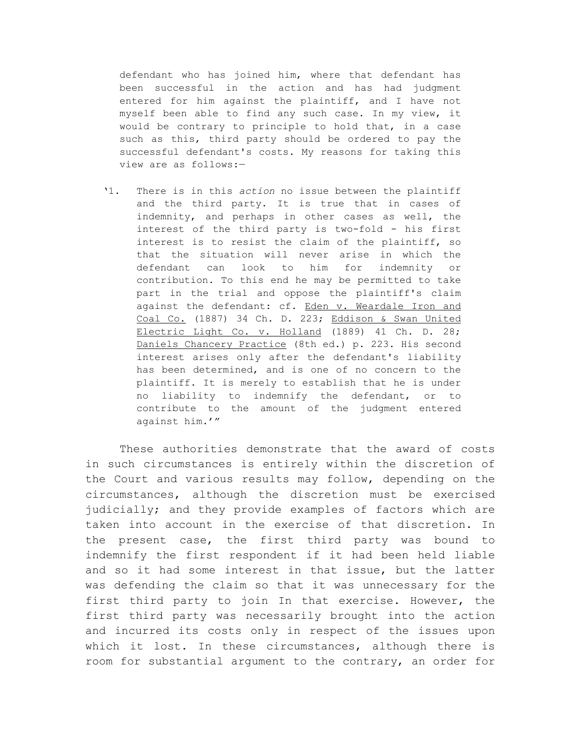defendant who has joined him, where that defendant has been successful in the action and has had judgment entered for him against the plaintiff, and I have not myself been able to find any such case. In my view, it would be contrary to principle to hold that, in a case such as this, third party should be ordered to pay the successful defendant's costs. My reasons for taking this view are as follows:—

> '1. There is in this *action* no issue between the plaintiff and the third party. It is true that in cases of indemnity, and perhaps in other cases as well, the interest of the third party is two-fold - his first interest is to resist the claim of the plaintiff, so that the situation will never arise in which the defendant can look to him for indemnity or contribution. To this end he may be permitted to take part in the trial and oppose the plaintiff's claim against the defendant: cf. Eden v. Weardale Iron and Coal Co. (1887) 34 Ch. D. 223; Eddison & Swan United Electric Light Co. v. Holland (1889) 41 Ch. D. 28; Daniels Chancery Practice (8th ed.) p. 223. His second interest arises only after the defendant's liability has been determined, and is one of no concern to the plaintiff. It is merely to establish that he is under no liability to indemnify the defendant, or to contribute to the amount of the judgment entered against him.'"

These authorities demonstrate that the award of costs in such circumstances is entirely within the discretion of the Court and various results may follow, depending on the circumstances, although the discretion must be exercised judicially; and they provide examples of factors which are taken into account in the exercise of that discretion. In the present case, the first third party was bound to indemnify the first respondent if it had been held liable and so it had some interest in that issue, but the latter was defending the claim so that it was unnecessary for the first third party to join In that exercise. However, the first third party was necessarily brought into the action and incurred its costs only in respect of the issues upon which it lost. In these circumstances, although there is room for substantial argument to the contrary, an order for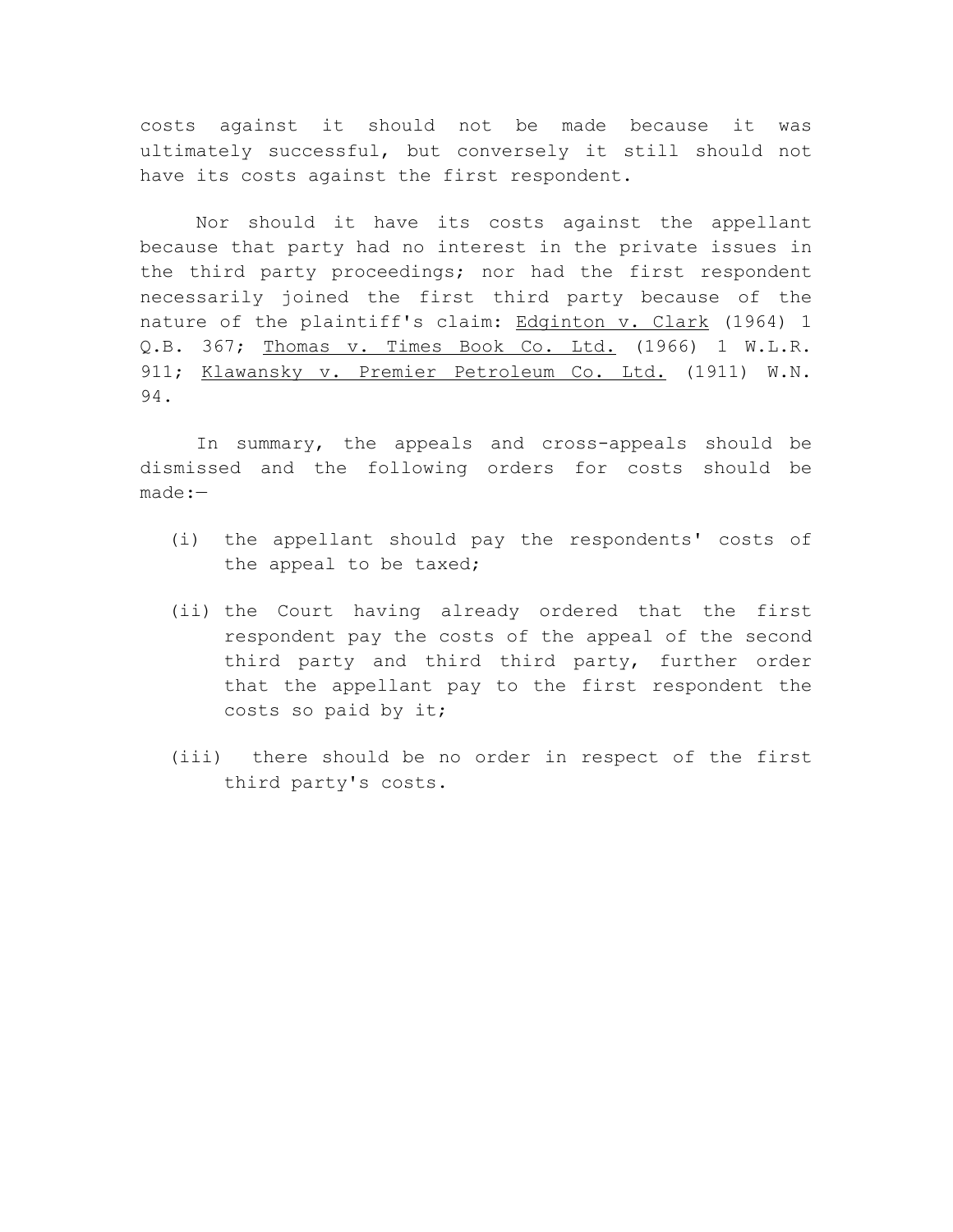costs against it should not be made because it was ultimately successful, but conversely it still should not have its costs against the first respondent.

Nor should it have its costs against the appellant because that party had no interest in the private issues in the third party proceedings; nor had the first respondent necessarily joined the first third party because of the nature of the plaintiff's claim: Edginton v. Clark (1964) 1 Q.B. 367; Thomas v. Times Book Co. Ltd. (1966) 1 W.L.R. 911; Klawansky v. Premier Petroleum Co. Ltd. (1911) W.N. 94.

In summary, the appeals and cross-appeals should be dismissed and the following orders for costs should be made:—

(i) the appellant should pay the respondents' costs of the appeal to be taxed;

(ii) the Court having already ordered that the first respondent pay the costs of the appeal of the second third party and third third party, further order that the appellant pay to the first respondent the costs so paid by it;

(iii) there should be no order in respect of the first third party's costs.